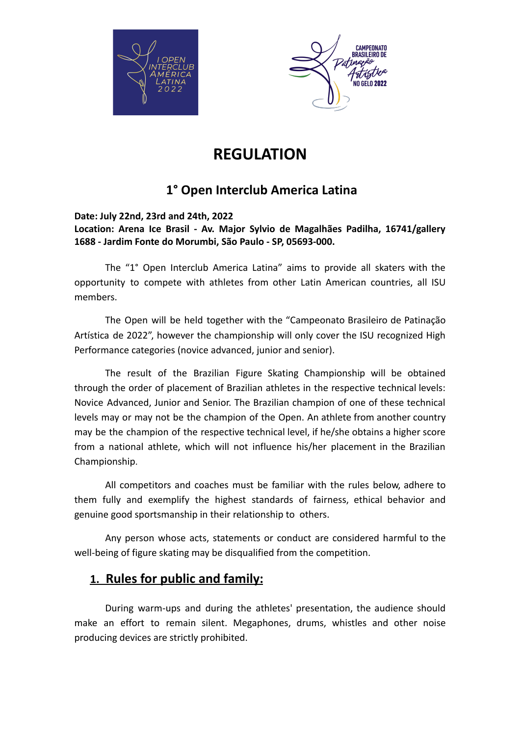# REGULATION

## 1° Open Interclub America Latina

**Date: July 22nd, 23rd and 24th, 2022**
**Location: Arena Ice Brasil - Av. Major Sylvio de Magalhães Padilha, 16741/gallery 1688 - Jardim Fonte do Morumbi, São Paulo - SP, 05693-000.**

The "1° Open Interclub America Latina" aims to provide all skaters with the opportunity to compete with athletes from other Latin American countries, all ISU members.

The Open will be held together with the "Campeonato Brasileiro de Patinação Artística de 2022", however the championship will only cover the ISU recognized High Performance categories (novice advanced, junior and senior).

The result of the Brazilian Figure Skating Championship will be obtained through the order of placement of Brazilian athletes in the respective technical levels: Novice Advanced, Junior and Senior. The Brazilian champion of one of these technical levels may or may not be the champion of the Open. An athlete from another country may be the champion of the respective technical level, if he/she obtains a higher score from a national athlete, which will not influence his/her placement in the Brazilian Championship.

All competitors and coaches must be familiar with the rules below, adhere to them fully and exemplify the highest standards of fairness, ethical behavior and genuine good sportsmanship in their relationship to others.

Any person whose acts, statements or conduct are considered harmful to the well-being of figure skating may be disqualified from the competition.

## 1. Rules for public and family:

During warm-ups and during the athletes' presentation, the audience should make an effort to remain silent. Megaphones, drums, whistles and other noise producing devices are strictly prohibited.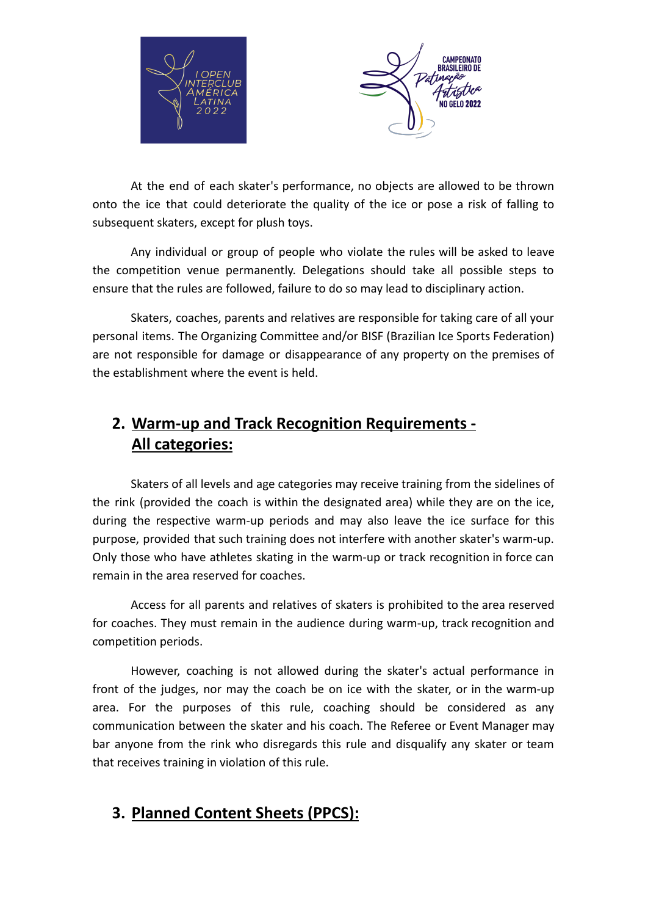At the end of each skater's performance, no objects are allowed to be thrown onto the ice that could deteriorate the quality of the ice or pose a risk of falling to subsequent skaters, except for plush toys.

Any individual or group of people who violate the rules will be asked to leave the competition venue permanently. Delegations should take all possible steps to ensure that the rules are followed, failure to do so may lead to disciplinary action.

Skaters, coaches, parents and relatives are responsible for taking care of all your personal items. The Organizing Committee and/or BISF (Brazilian Ice Sports Federation) are not responsible for damage or disappearance of any property on the premises of the establishment where the event is held.

## 2. Warm-up and Track Recognition Requirements - All categories:

Skaters of all levels and age categories may receive training from the sidelines of the rink (provided the coach is within the designated area) while they are on the ice, during the respective warm-up periods and may also leave the ice surface for this purpose, provided that such training does not interfere with another skater's warm-up. Only those who have athletes skating in the warm-up or track recognition in force can remain in the area reserved for coaches.

Access for all parents and relatives of skaters is prohibited to the area reserved for coaches. They must remain in the audience during warm-up, track recognition and competition periods.

However, coaching is not allowed during the skater's actual performance in front of the judges, nor may the coach be on ice with the skater, or in the warm-up area. For the purposes of this rule, coaching should be considered as any communication between the skater and his coach. The Referee or Event Manager may bar anyone from the rink who disregards this rule and disqualify any skater or team that receives training in violation of this rule.

## 3. Planned Content Sheets (PPCS):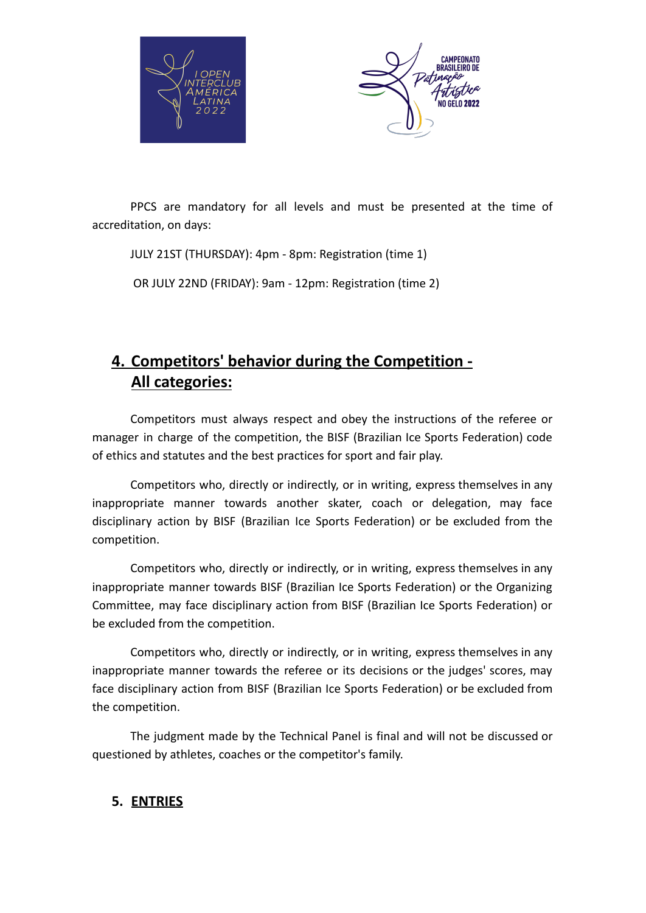PPCS are mandatory for all levels and must be presented at the time of accreditation, on days:

JULY 21ST (THURSDAY): 4pm - 8pm: Registration (time 1)

OR JULY 22ND (FRIDAY): 9am - 12pm: Registration (time 2)

## 4. Competitors' behavior during the Competition - All categories:

Competitors must always respect and obey the instructions of the referee or manager in charge of the competition, the BISF (Brazilian Ice Sports Federation) code of ethics and statutes and the best practices for sport and fair play.

Competitors who, directly or indirectly, or in writing, express themselves in any inappropriate manner towards another skater, coach or delegation, may face disciplinary action by BISF (Brazilian Ice Sports Federation) or be excluded from the competition.

Competitors who, directly or indirectly, or in writing, express themselves in any inappropriate manner towards BISF (Brazilian Ice Sports Federation) or the Organizing Committee, may face disciplinary action from BISF (Brazilian Ice Sports Federation) or be excluded from the competition.

Competitors who, directly or indirectly, or in writing, express themselves in any inappropriate manner towards the referee or its decisions or the judges' scores, may face disciplinary action from BISF (Brazilian Ice Sports Federation) or be excluded from the competition.

The judgment made by the Technical Panel is final and will not be discussed or questioned by athletes, coaches or the competitor's family.

## 5. ENTRIES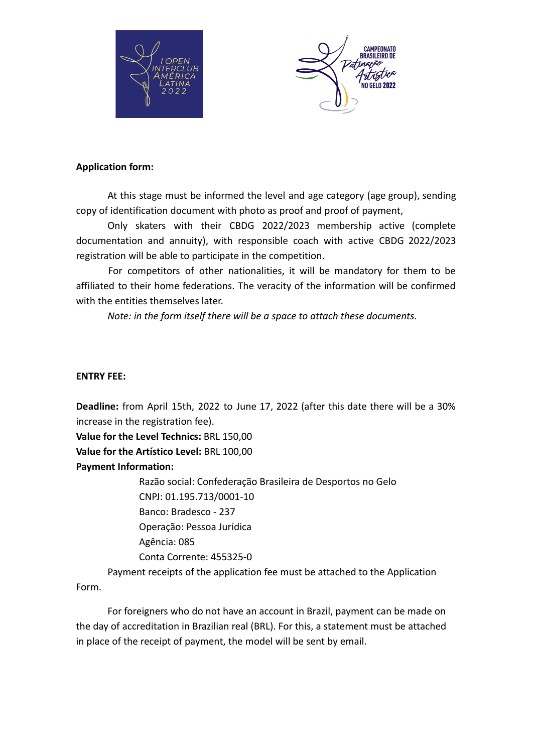**Application form:**

At this stage must be informed the level and age category (age group), sending copy of identification document with photo as proof and proof of payment,

Only skaters with their CBDG 2022/2023 membership active (complete documentation and annuity), with responsible coach with active CBDG 2022/2023 registration will be able to participate in the competition.

For competitors of other nationalities, it will be mandatory for them to be affiliated to their home federations. The veracity of the information will be confirmed with the entities themselves later.

*Note: in the form itself there will be a space to attach these documents.*

**ENTRY FEE:**

**Deadline:** from April 15th, 2022 to June 17, 2022 (after this date there will be a 30% increase in the registration fee).

**Value for the Level Technics:** BRL 150,00

**Value for the Artístico Level:** BRL 100,00

**Payment Information:**

Razão social: Confederação Brasileira de Desportos no Gelo
CNPJ: 01.195.713/0001-10
Banco: Bradesco - 237
Operação: Pessoa Jurídica
Agência: 085
Conta Corrente: 455325-0

Payment receipts of the application fee must be attached to the Application Form.

For foreigners who do not have an account in Brazil, payment can be made on the day of accreditation in Brazilian real (BRL). For this, a statement must be attached in place of the receipt of payment, the model will be sent by email.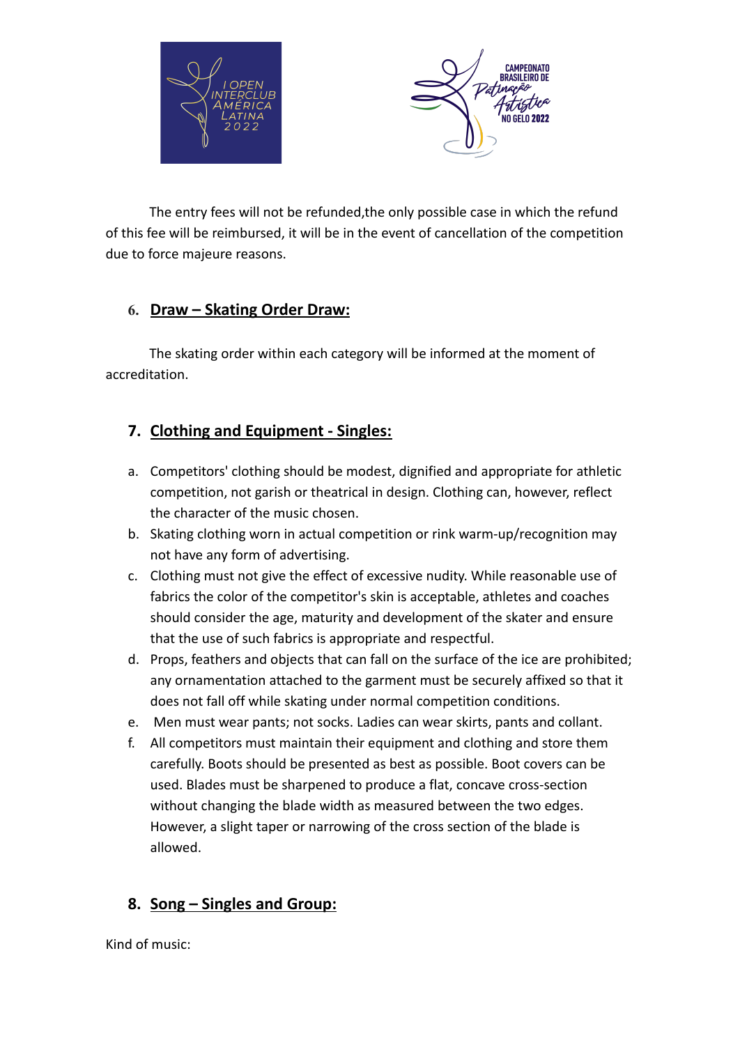The entry fees will not be refunded,the only possible case in which the refund of this fee will be reimbursed, it will be in the event of cancellation of the competition due to force majeure reasons.

## 6. Draw – Skating Order Draw:

The skating order within each category will be informed at the moment of accreditation.

## 7. Clothing and Equipment - Singles:

a. Competitors' clothing should be modest, dignified and appropriate for athletic competition, not garish or theatrical in design. Clothing can, however, reflect the character of the music chosen.
b. Skating clothing worn in actual competition or rink warm-up/recognition may not have any form of advertising.
c. Clothing must not give the effect of excessive nudity. While reasonable use of fabrics the color of the competitor's skin is acceptable, athletes and coaches should consider the age, maturity and development of the skater and ensure that the use of such fabrics is appropriate and respectful.
d. Props, feathers and objects that can fall on the surface of the ice are prohibited; any ornamentation attached to the garment must be securely affixed so that it does not fall off while skating under normal competition conditions.
e. Men must wear pants; not socks. Ladies can wear skirts, pants and collant.
f. All competitors must maintain their equipment and clothing and store them carefully. Boots should be presented as best as possible. Boot covers can be used. Blades must be sharpened to produce a flat, concave cross-section without changing the blade width as measured between the two edges. However, a slight taper or narrowing of the cross section of the blade is allowed.

## 8. Song – Singles and Group:

Kind of music: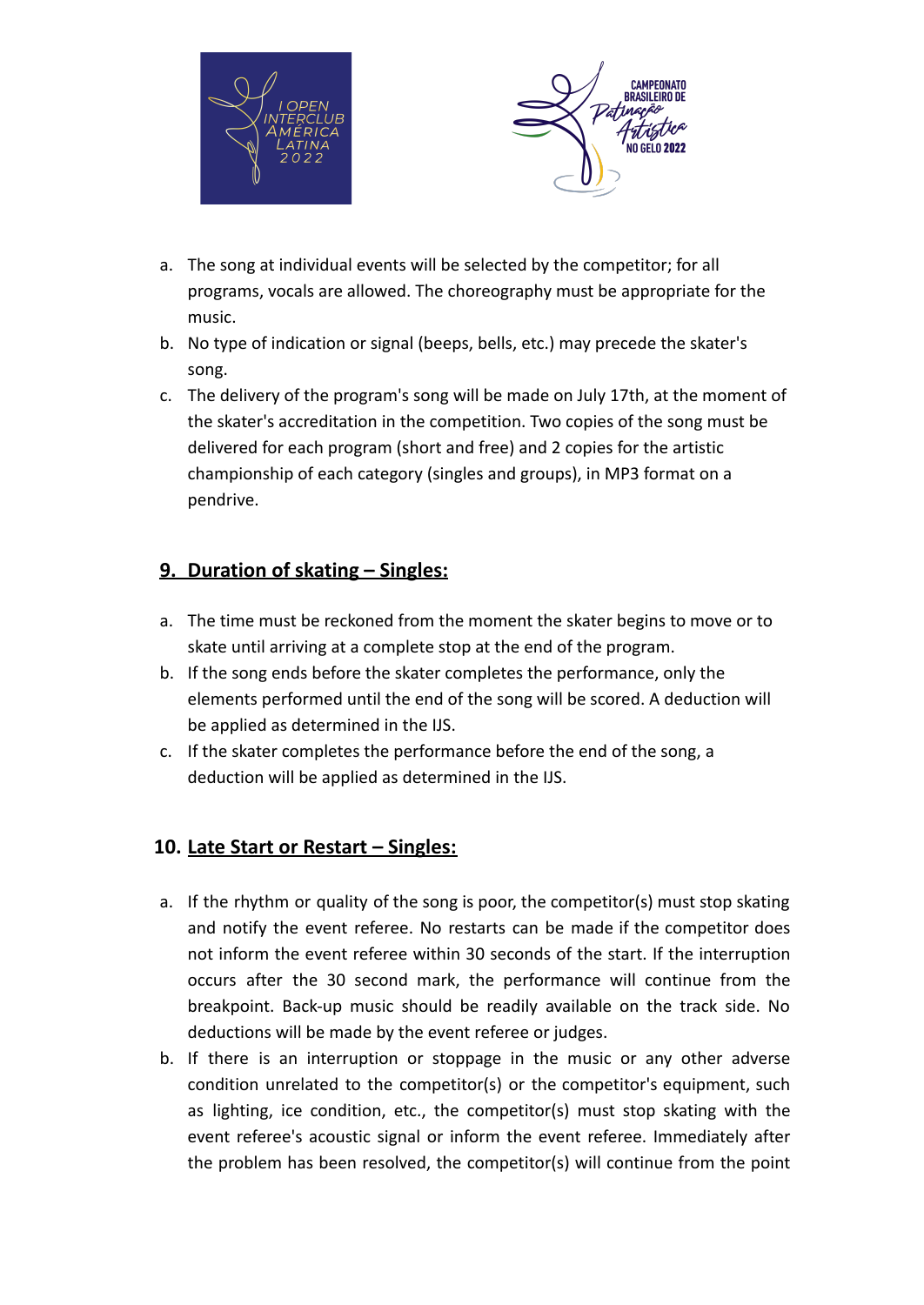a. The song at individual events will be selected by the competitor; for all programs, vocals are allowed. The choreography must be appropriate for the music.
b. No type of indication or signal (beeps, bells, etc.) may precede the skater's song.
c. The delivery of the program's song will be made on July 17th, at the moment of the skater's accreditation in the competition. Two copies of the song must be delivered for each program (short and free) and 2 copies for the artistic championship of each category (singles and groups), in MP3 format on a pendrive.

## 9. Duration of skating – Singles:

a. The time must be reckoned from the moment the skater begins to move or to skate until arriving at a complete stop at the end of the program.
b. If the song ends before the skater completes the performance, only the elements performed until the end of the song will be scored. A deduction will be applied as determined in the IJS.
c. If the skater completes the performance before the end of the song, a deduction will be applied as determined in the IJS.

## 10. Late Start or Restart – Singles:

a. If the rhythm or quality of the song is poor, the competitor(s) must stop skating and notify the event referee. No restarts can be made if the competitor does not inform the event referee within 30 seconds of the start. If the interruption occurs after the 30 second mark, the performance will continue from the breakpoint. Back-up music should be readily available on the track side. No deductions will be made by the event referee or judges.
b. If there is an interruption or stoppage in the music or any other adverse condition unrelated to the competitor(s) or the competitor's equipment, such as lighting, ice condition, etc., the competitor(s) must stop skating with the event referee's acoustic signal or inform the event referee. Immediately after the problem has been resolved, the competitor(s) will continue from the point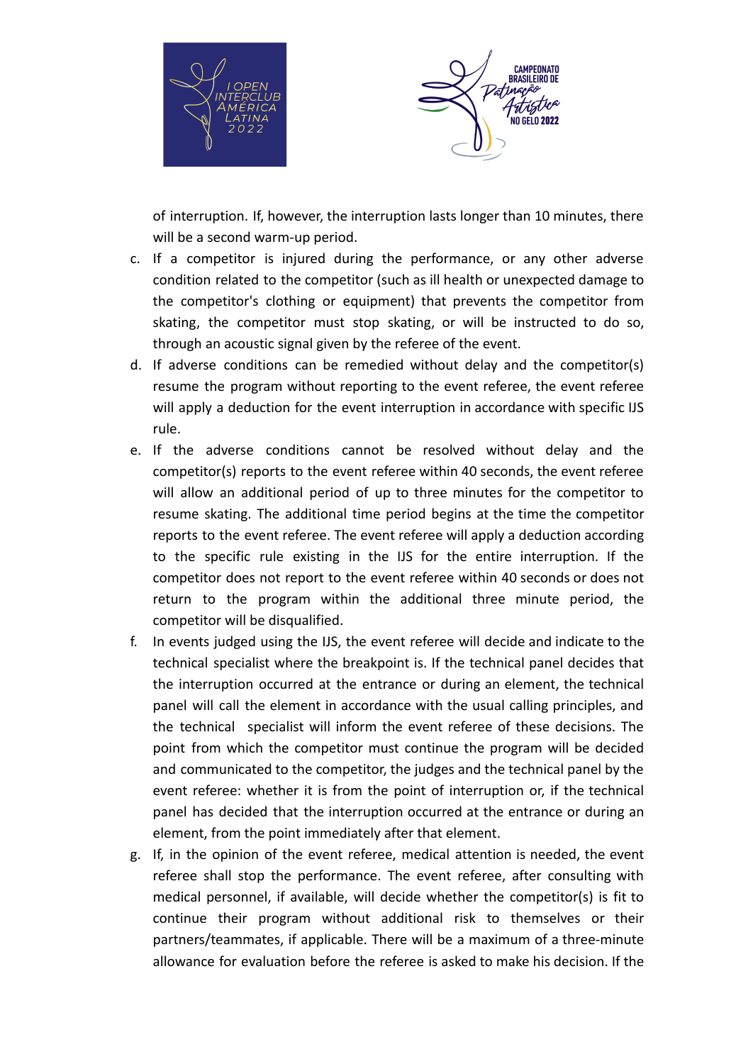of interruption. If, however, the interruption lasts longer than 10 minutes, there will be a second warm-up period.

c. If a competitor is injured during the performance, or any other adverse condition related to the competitor (such as ill health or unexpected damage to the competitor's clothing or equipment) that prevents the competitor from skating, the competitor must stop skating, or will be instructed to do so, through an acoustic signal given by the referee of the event.

d. If adverse conditions can be remedied without delay and the competitor(s) resume the program without reporting to the event referee, the event referee will apply a deduction for the event interruption in accordance with specific IJS rule.

e. If the adverse conditions cannot be resolved without delay and the competitor(s) reports to the event referee within 40 seconds, the event referee will allow an additional period of up to three minutes for the competitor to resume skating. The additional time period begins at the time the competitor reports to the event referee. The event referee will apply a deduction according to the specific rule existing in the IJS for the entire interruption. If the competitor does not report to the event referee within 40 seconds or does not return to the program within the additional three minute period, the competitor will be disqualified.

f. In events judged using the IJS, the event referee will decide and indicate to the technical specialist where the breakpoint is. If the technical panel decides that the interruption occurred at the entrance or during an element, the technical panel will call the element in accordance with the usual calling principles, and the technical specialist will inform the event referee of these decisions. The point from which the competitor must continue the program will be decided and communicated to the competitor, the judges and the technical panel by the event referee: whether it is from the point of interruption or, if the technical panel has decided that the interruption occurred at the entrance or during an element, from the point immediately after that element.

g. If, in the opinion of the event referee, medical attention is needed, the event referee shall stop the performance. The event referee, after consulting with medical personnel, if available, will decide whether the competitor(s) is fit to continue their program without additional risk to themselves or their partners/teammates, if applicable. There will be a maximum of a three-minute allowance for evaluation before the referee is asked to make his decision. If the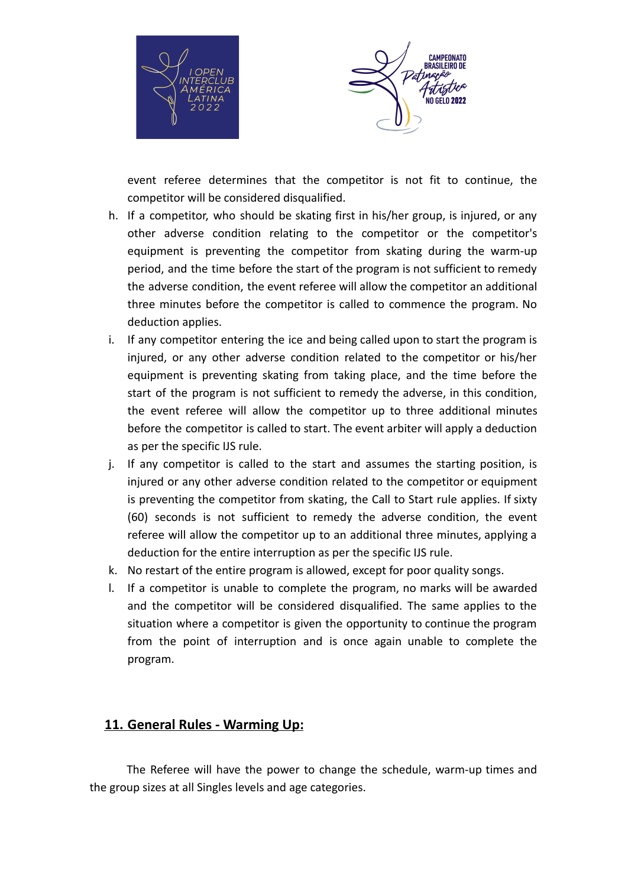event referee determines that the competitor is not fit to continue, the competitor will be considered disqualified.

h. If a competitor, who should be skating first in his/her group, is injured, or any other adverse condition relating to the competitor or the competitor's equipment is preventing the competitor from skating during the warm-up period, and the time before the start of the program is not sufficient to remedy the adverse condition, the event referee will allow the competitor an additional three minutes before the competitor is called to commence the program. No deduction applies.
i. If any competitor entering the ice and being called upon to start the program is injured, or any other adverse condition related to the competitor or his/her equipment is preventing skating from taking place, and the time before the start of the program is not sufficient to remedy the adverse, in this condition, the event referee will allow the competitor up to three additional minutes before the competitor is called to start. The event arbiter will apply a deduction as per the specific IJS rule.
j. If any competitor is called to the start and assumes the starting position, is injured or any other adverse condition related to the competitor or equipment is preventing the competitor from skating, the Call to Start rule applies. If sixty (60) seconds is not sufficient to remedy the adverse condition, the event referee will allow the competitor up to an additional three minutes, applying a deduction for the entire interruption as per the specific IJS rule.
k. No restart of the entire program is allowed, except for poor quality songs.
l. If a competitor is unable to complete the program, no marks will be awarded and the competitor will be considered disqualified. The same applies to the situation where a competitor is given the opportunity to continue the program from the point of interruption and is once again unable to complete the program.

## 11. General Rules - Warming Up:

The Referee will have the power to change the schedule, warm-up times and the group sizes at all Singles levels and age categories.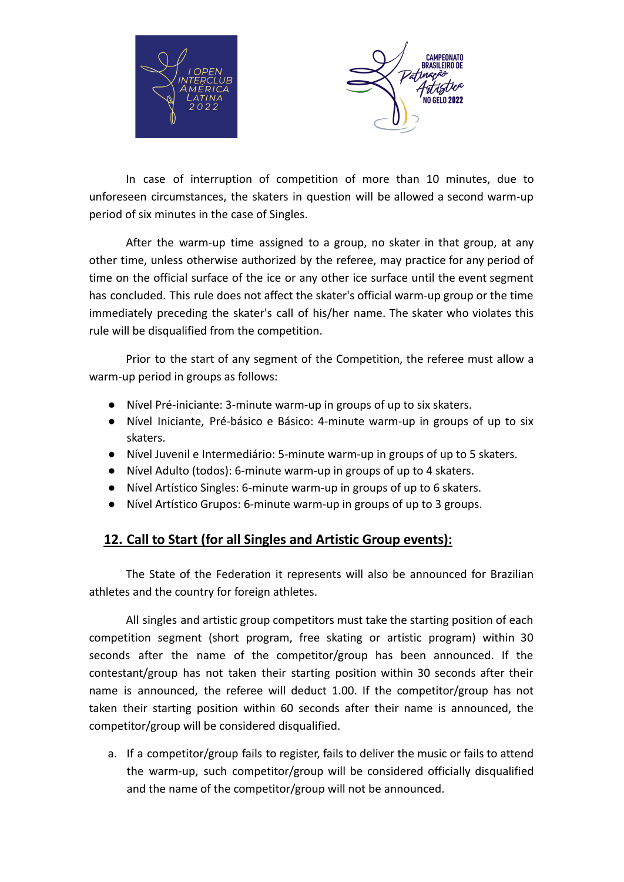In case of interruption of competition of more than 10 minutes, due to unforeseen circumstances, the skaters in question will be allowed a second warm-up period of six minutes in the case of Singles.

After the warm-up time assigned to a group, no skater in that group, at any other time, unless otherwise authorized by the referee, may practice for any period of time on the official surface of the ice or any other ice surface until the event segment has concluded. This rule does not affect the skater's official warm-up group or the time immediately preceding the skater's call of his/her name. The skater who violates this rule will be disqualified from the competition.

Prior to the start of any segment of the Competition, the referee must allow a warm-up period in groups as follows:

- Nível Pré-iniciante: 3-minute warm-up in groups of up to six skaters.
- Nível Iniciante, Pré-básico e Básico: 4-minute warm-up in groups of up to six skaters.
- Nível Juvenil e Intermediário: 5-minute warm-up in groups of up to 5 skaters.
- Nível Adulto (todos): 6-minute warm-up in groups of up to 4 skaters.
- Nível Artístico Singles: 6-minute warm-up in groups of up to 6 skaters.
- Nível Artístico Grupos: 6-minute warm-up in groups of up to 3 groups.

## 12. Call to Start (for all Singles and Artistic Group events):

The State of the Federation it represents will also be announced for Brazilian athletes and the country for foreign athletes.

All singles and artistic group competitors must take the starting position of each competition segment (short program, free skating or artistic program) within 30 seconds after the name of the competitor/group has been announced. If the contestant/group has not taken their starting position within 30 seconds after their name is announced, the referee will deduct 1.00. If the competitor/group has not taken their starting position within 60 seconds after their name is announced, the competitor/group will be considered disqualified.

a. If a competitor/group fails to register, fails to deliver the music or fails to attend the warm-up, such competitor/group will be considered officially disqualified and the name of the competitor/group will not be announced.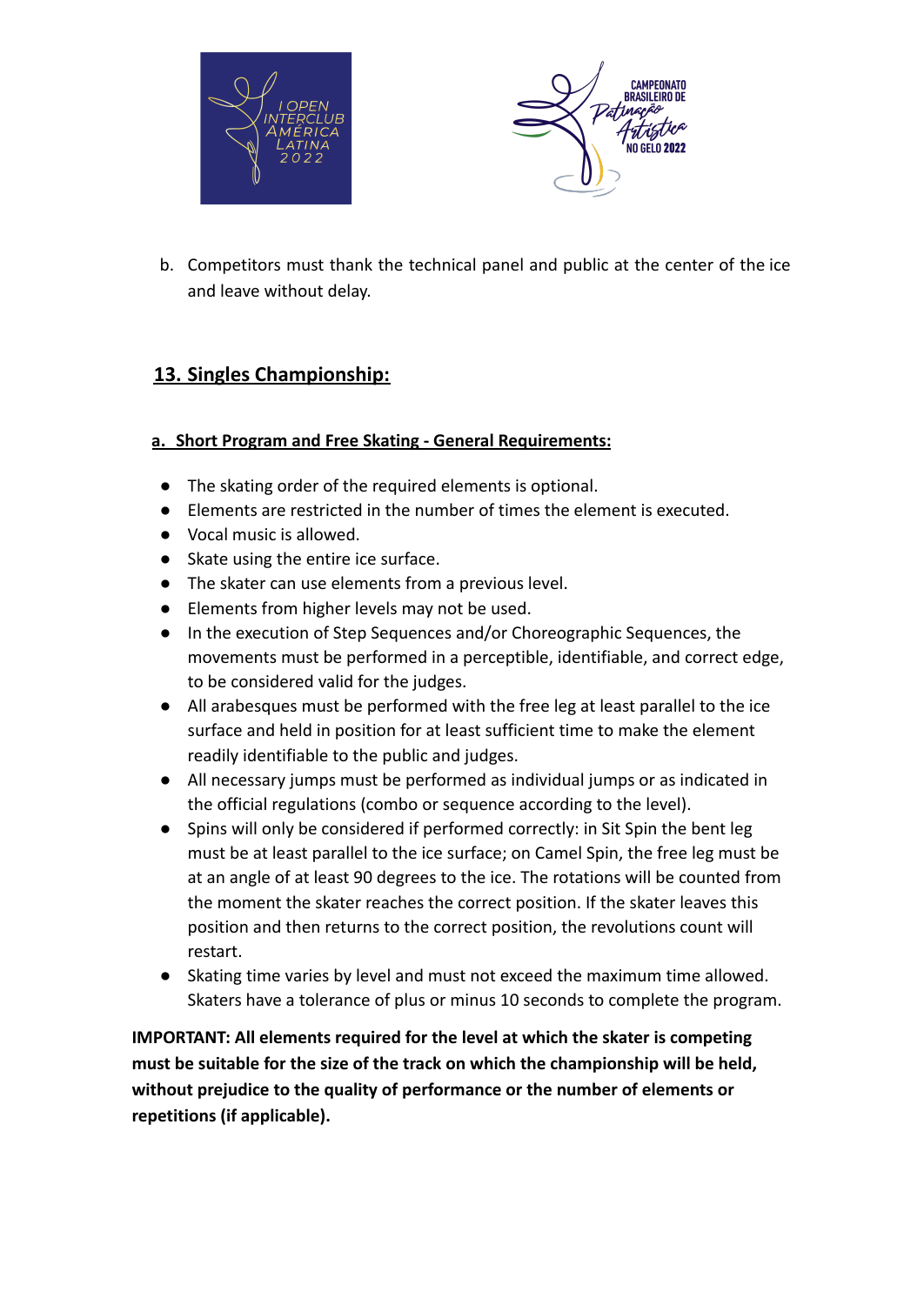b. Competitors must thank the technical panel and public at the center of the ice and leave without delay.

## 13. Singles Championship:

### a. Short Program and Free Skating - General Requirements:

- The skating order of the required elements is optional.
- Elements are restricted in the number of times the element is executed.
- Vocal music is allowed.
- Skate using the entire ice surface.
- The skater can use elements from a previous level.
- Elements from higher levels may not be used.
- In the execution of Step Sequences and/or Choreographic Sequences, the movements must be performed in a perceptible, identifiable, and correct edge, to be considered valid for the judges.
- All arabesques must be performed with the free leg at least parallel to the ice surface and held in position for at least sufficient time to make the element readily identifiable to the public and judges.
- All necessary jumps must be performed as individual jumps or as indicated in the official regulations (combo or sequence according to the level).
- Spins will only be considered if performed correctly: in Sit Spin the bent leg must be at least parallel to the ice surface; on Camel Spin, the free leg must be at an angle of at least 90 degrees to the ice. The rotations will be counted from the moment the skater reaches the correct position. If the skater leaves this position and then returns to the correct position, the revolutions count will restart.
- Skating time varies by level and must not exceed the maximum time allowed. Skaters have a tolerance of plus or minus 10 seconds to complete the program.

**IMPORTANT: All elements required for the level at which the skater is competing must be suitable for the size of the track on which the championship will be held, without prejudice to the quality of performance or the number of elements or repetitions (if applicable).**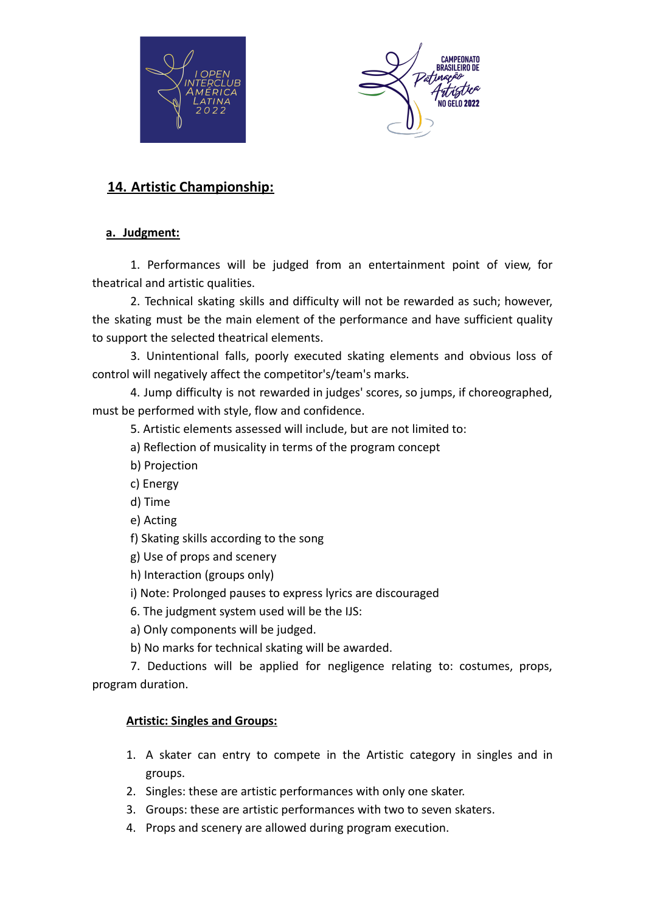## 14. Artistic Championship:

### a. Judgment:

1. Performances will be judged from an entertainment point of view, for theatrical and artistic qualities.

2. Technical skating skills and difficulty will not be rewarded as such; however, the skating must be the main element of the performance and have sufficient quality to support the selected theatrical elements.

3. Unintentional falls, poorly executed skating elements and obvious loss of control will negatively affect the competitor's/team's marks.

4. Jump difficulty is not rewarded in judges' scores, so jumps, if choreographed, must be performed with style, flow and confidence.

5. Artistic elements assessed will include, but are not limited to:

a) Reflection of musicality in terms of the program concept

b) Projection

c) Energy

d) Time

e) Acting

f) Skating skills according to the song

g) Use of props and scenery

h) Interaction (groups only)

i) Note: Prolonged pauses to express lyrics are discouraged

6. The judgment system used will be the IJS:

a) Only components will be judged.

b) No marks for technical skating will be awarded.

7. Deductions will be applied for negligence relating to: costumes, props, program duration.

### Artistic: Singles and Groups:

1. A skater can entry to compete in the Artistic category in singles and in groups.
2. Singles: these are artistic performances with only one skater.
3. Groups: these are artistic performances with two to seven skaters.
4. Props and scenery are allowed during program execution.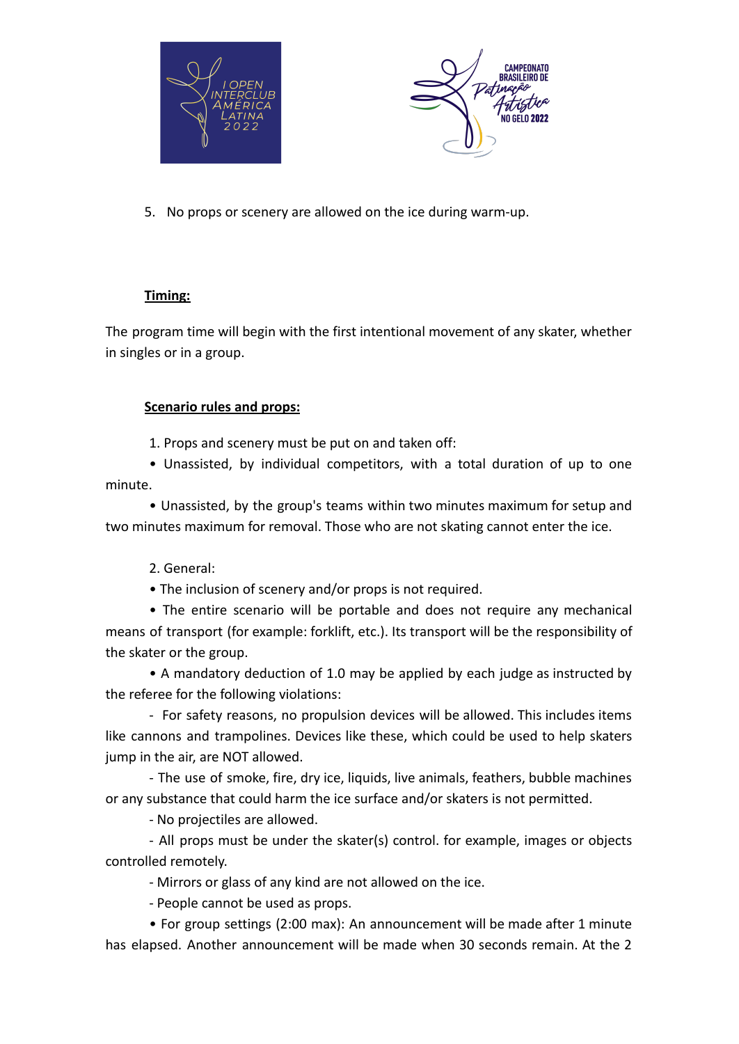5. No props or scenery are allowed on the ice during warm-up.

**Timing:**

The program time will begin with the first intentional movement of any skater, whether in singles or in a group.

**Scenario rules and props:**

1. Props and scenery must be put on and taken off:

• Unassisted, by individual competitors, with a total duration of up to one minute.

• Unassisted, by the group's teams within two minutes maximum for setup and two minutes maximum for removal. Those who are not skating cannot enter the ice.

2. General:

• The inclusion of scenery and/or props is not required.

• The entire scenario will be portable and does not require any mechanical means of transport (for example: forklift, etc.). Its transport will be the responsibility of the skater or the group.

• A mandatory deduction of 1.0 may be applied by each judge as instructed by the referee for the following violations:

- For safety reasons, no propulsion devices will be allowed. This includes items like cannons and trampolines. Devices like these, which could be used to help skaters jump in the air, are NOT allowed.

- The use of smoke, fire, dry ice, liquids, live animals, feathers, bubble machines or any substance that could harm the ice surface and/or skaters is not permitted.

- No projectiles are allowed.

- All props must be under the skater(s) control. for example, images or objects controlled remotely.

- Mirrors or glass of any kind are not allowed on the ice.

- People cannot be used as props.

• For group settings (2:00 max): An announcement will be made after 1 minute has elapsed. Another announcement will be made when 30 seconds remain. At the 2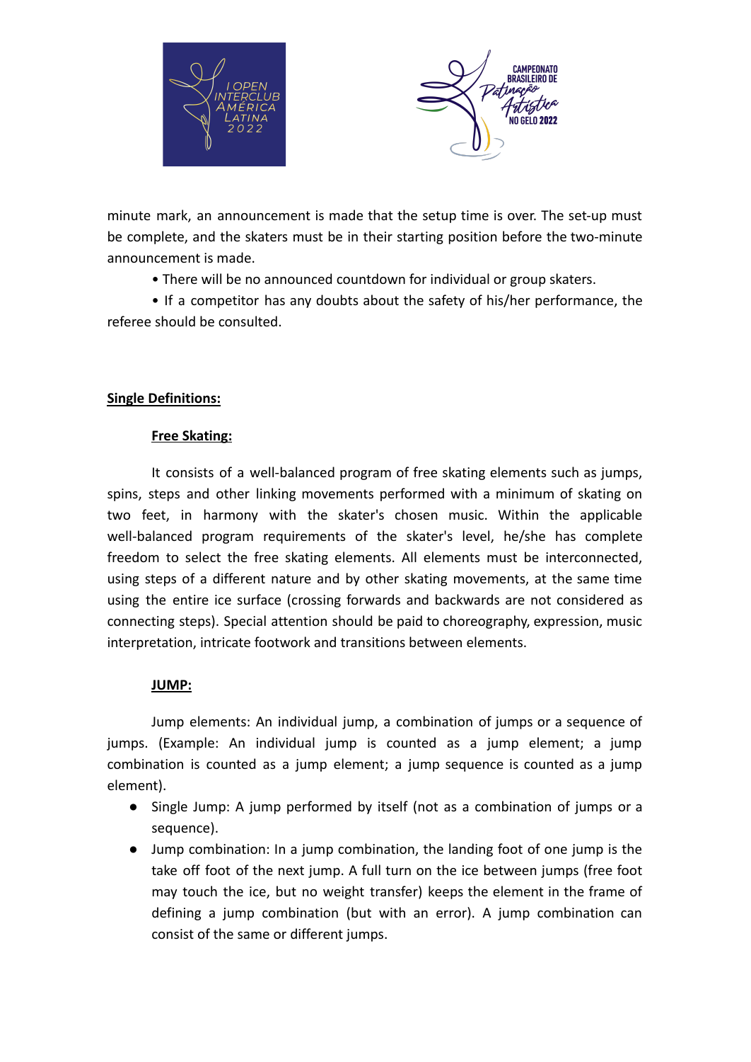minute mark, an announcement is made that the setup time is over. The set-up must be complete, and the skaters must be in their starting position before the two-minute announcement is made.

• There will be no announced countdown for individual or group skaters.

• If a competitor has any doubts about the safety of his/her performance, the referee should be consulted.

## Single Definitions:

### Free Skating:

It consists of a well-balanced program of free skating elements such as jumps, spins, steps and other linking movements performed with a minimum of skating on two feet, in harmony with the skater's chosen music. Within the applicable well-balanced program requirements of the skater's level, he/she has complete freedom to select the free skating elements. All elements must be interconnected, using steps of a different nature and by other skating movements, at the same time using the entire ice surface (crossing forwards and backwards are not considered as connecting steps). Special attention should be paid to choreography, expression, music interpretation, intricate footwork and transitions between elements.

### JUMP:

Jump elements: An individual jump, a combination of jumps or a sequence of jumps. (Example: An individual jump is counted as a jump element; a jump combination is counted as a jump element; a jump sequence is counted as a jump element).

- Single Jump: A jump performed by itself (not as a combination of jumps or a sequence).
- Jump combination: In a jump combination, the landing foot of one jump is the take off foot of the next jump. A full turn on the ice between jumps (free foot may touch the ice, but no weight transfer) keeps the element in the frame of defining a jump combination (but with an error). A jump combination can consist of the same or different jumps.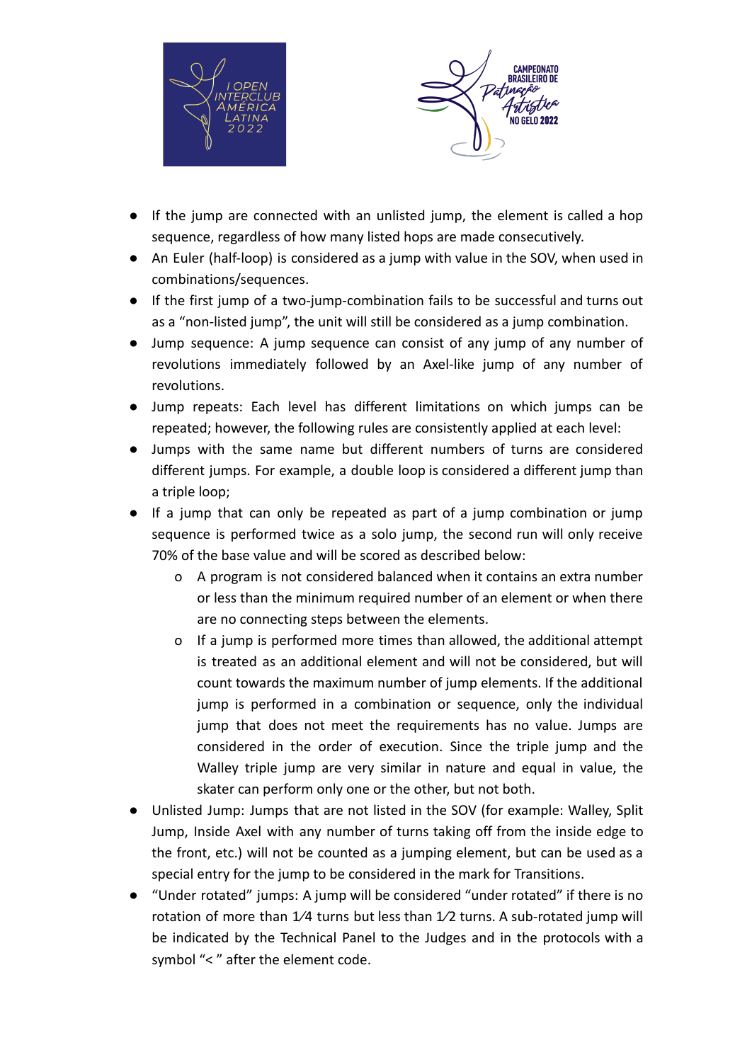- If the jump are connected with an unlisted jump, the element is called a hop sequence, regardless of how many listed hops are made consecutively.
- An Euler (half-loop) is considered as a jump with value in the SOV, when used in combinations/sequences.
- If the first jump of a two-jump-combination fails to be successful and turns out as a “non-listed jump”, the unit will still be considered as a jump combination.
- Jump sequence: A jump sequence can consist of any jump of any number of revolutions immediately followed by an Axel-like jump of any number of revolutions.
- Jump repeats: Each level has different limitations on which jumps can be repeated; however, the following rules are consistently applied at each level:
- Jumps with the same name but different numbers of turns are considered different jumps. For example, a double loop is considered a different jump than a triple loop;
- If a jump that can only be repeated as part of a jump combination or jump sequence is performed twice as a solo jump, the second run will only receive 70% of the base value and will be scored as described below:
    - A program is not considered balanced when it contains an extra number or less than the minimum required number of an element or when there are no connecting steps between the elements.
    - If a jump is performed more times than allowed, the additional attempt is treated as an additional element and will not be considered, but will count towards the maximum number of jump elements. If the additional jump is performed in a combination or sequence, only the individual jump that does not meet the requirements has no value. Jumps are considered in the order of execution. Since the triple jump and the Walley triple jump are very similar in nature and equal in value, the skater can perform only one or the other, but not both.
- Unlisted Jump: Jumps that are not listed in the SOV (for example: Walley, Split Jump, Inside Axel with any number of turns taking off from the inside edge to the front, etc.) will not be counted as a jumping element, but can be used as a special entry for the jump to be considered in the mark for Transitions.
- “Under rotated” jumps: A jump will be considered “under rotated” if there is no rotation of more than 1⁄4 turns but less than 1⁄2 turns. A sub-rotated jump will be indicated by the Technical Panel to the Judges and in the protocols with a symbol “< ” after the element code.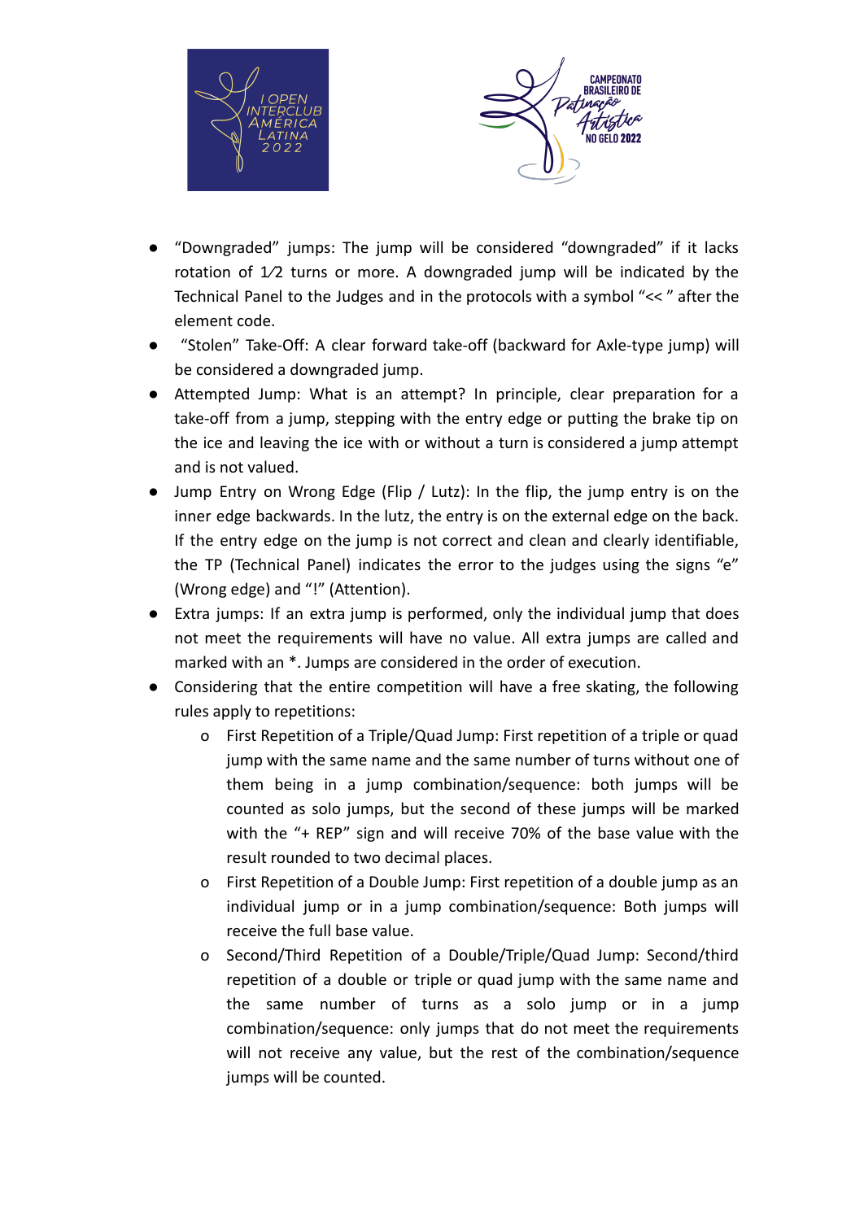- "Downgraded" jumps: The jump will be considered "downgraded" if it lacks rotation of 1⁄2 turns or more. A downgraded jump will be indicated by the Technical Panel to the Judges and in the protocols with a symbol "<< " after the element code.
- "Stolen" Take-Off: A clear forward take-off (backward for Axle-type jump) will be considered a downgraded jump.
- Attempted Jump: What is an attempt? In principle, clear preparation for a take-off from a jump, stepping with the entry edge or putting the brake tip on the ice and leaving the ice with or without a turn is considered a jump attempt and is not valued.
- Jump Entry on Wrong Edge (Flip / Lutz): In the flip, the jump entry is on the inner edge backwards. In the lutz, the entry is on the external edge on the back. If the entry edge on the jump is not correct and clean and clearly identifiable, the TP (Technical Panel) indicates the error to the judges using the signs "e" (Wrong edge) and "!" (Attention).
- Extra jumps: If an extra jump is performed, only the individual jump that does not meet the requirements will have no value. All extra jumps are called and marked with an *. Jumps are considered in the order of execution.
- Considering that the entire competition will have a free skating, the following rules apply to repetitions:
  - First Repetition of a Triple/Quad Jump: First repetition of a triple or quad jump with the same name and the same number of turns without one of them being in a jump combination/sequence: both jumps will be counted as solo jumps, but the second of these jumps will be marked with the "+ REP" sign and will receive 70% of the base value with the result rounded to two decimal places.
  - First Repetition of a Double Jump: First repetition of a double jump as an individual jump or in a jump combination/sequence: Both jumps will receive the full base value.
  - Second/Third Repetition of a Double/Triple/Quad Jump: Second/third repetition of a double or triple or quad jump with the same name and the same number of turns as a solo jump or in a jump combination/sequence: only jumps that do not meet the requirements will not receive any value, but the rest of the combination/sequence jumps will be counted.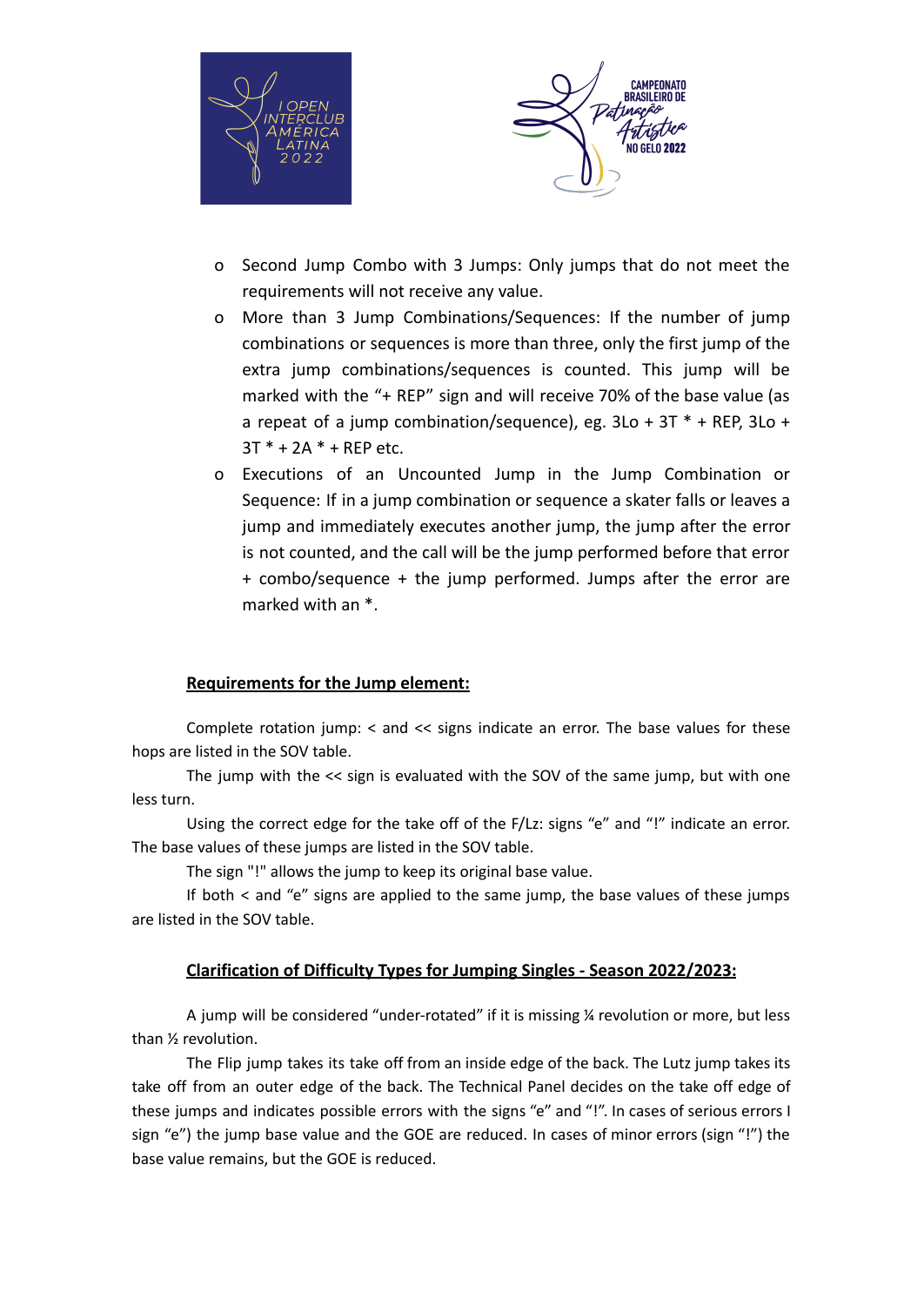- Second Jump Combo with 3 Jumps: Only jumps that do not meet the requirements will not receive any value.
- More than 3 Jump Combinations/Sequences: If the number of jump combinations or sequences is more than three, only the first jump of the extra jump combinations/sequences is counted. This jump will be marked with the "+ REP" sign and will receive 70% of the base value (as a repeat of a jump combination/sequence), eg. 3Lo + 3T * + REP, 3Lo + 3T * + 2A * + REP etc.
- Executions of an Uncounted Jump in the Jump Combination or Sequence: If in a jump combination or sequence a skater falls or leaves a jump and immediately executes another jump, the jump after the error is not counted, and the call will be the jump performed before that error + combo/sequence + the jump performed. Jumps after the error are marked with an *.

## Requirements for the Jump element:

Complete rotation jump: < and << signs indicate an error. The base values for these hops are listed in the SOV table.

The jump with the << sign is evaluated with the SOV of the same jump, but with one less turn.

Using the correct edge for the take off of the F/Lz: signs "e" and "!" indicate an error. The base values of these jumps are listed in the SOV table.

The sign "!" allows the jump to keep its original base value.

If both < and "e" signs are applied to the same jump, the base values of these jumps are listed in the SOV table.

## Clarification of Difficulty Types for Jumping Singles - Season 2022/2023:

A jump will be considered "under-rotated" if it is missing ¼ revolution or more, but less than ½ revolution.

The Flip jump takes its take off from an inside edge of the back. The Lutz jump takes its take off from an outer edge of the back. The Technical Panel decides on the take off edge of these jumps and indicates possible errors with the signs "e" and "!". In cases of serious errors I sign "e") the jump base value and the GOE are reduced. In cases of minor errors (sign "!") the base value remains, but the GOE is reduced.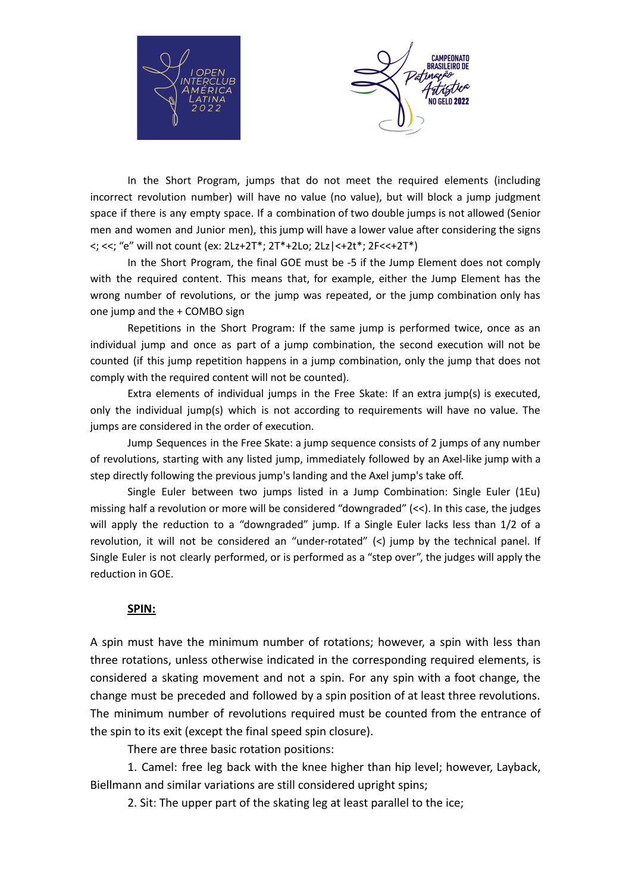In the Short Program, jumps that do not meet the required elements (including incorrect revolution number) will have no value (no value), but will block a jump judgment space if there is any empty space. If a combination of two double jumps is not allowed (Senior men and women and Junior men), this jump will have a lower value after considering the signs <; <<; "e" will not count (ex: 2Lz+2T*; 2T*+2Lo; 2Lz|<+2t*; 2F<<+2T*)

In the Short Program, the final GOE must be -5 if the Jump Element does not comply with the required content. This means that, for example, either the Jump Element has the wrong number of revolutions, or the jump was repeated, or the jump combination only has one jump and the + COMBO sign

Repetitions in the Short Program: If the same jump is performed twice, once as an individual jump and once as part of a jump combination, the second execution will not be counted (if this jump repetition happens in a jump combination, only the jump that does not comply with the required content will not be counted).

Extra elements of individual jumps in the Free Skate: If an extra jump(s) is executed, only the individual jump(s) which is not according to requirements will have no value. The jumps are considered in the order of execution.

Jump Sequences in the Free Skate: a jump sequence consists of 2 jumps of any number of revolutions, starting with any listed jump, immediately followed by an Axel-like jump with a step directly following the previous jump's landing and the Axel jump's take off.

Single Euler between two jumps listed in a Jump Combination: Single Euler (1Eu) missing half a revolution or more will be considered "downgraded" (<<). In this case, the judges will apply the reduction to a "downgraded" jump. If a Single Euler lacks less than 1/2 of a revolution, it will not be considered an "under-rotated" (<) jump by the technical panel. If Single Euler is not clearly performed, or is performed as a "step over", the judges will apply the reduction in GOE.

**SPIN:**

A spin must have the minimum number of rotations; however, a spin with less than three rotations, unless otherwise indicated in the corresponding required elements, is considered a skating movement and not a spin. For any spin with a foot change, the change must be preceded and followed by a spin position of at least three revolutions. The minimum number of revolutions required must be counted from the entrance of the spin to its exit (except the final speed spin closure).

There are three basic rotation positions:

1. Camel: free leg back with the knee higher than hip level; however, Layback, Biellmann and similar variations are still considered upright spins;

2. Sit: The upper part of the skating leg at least parallel to the ice;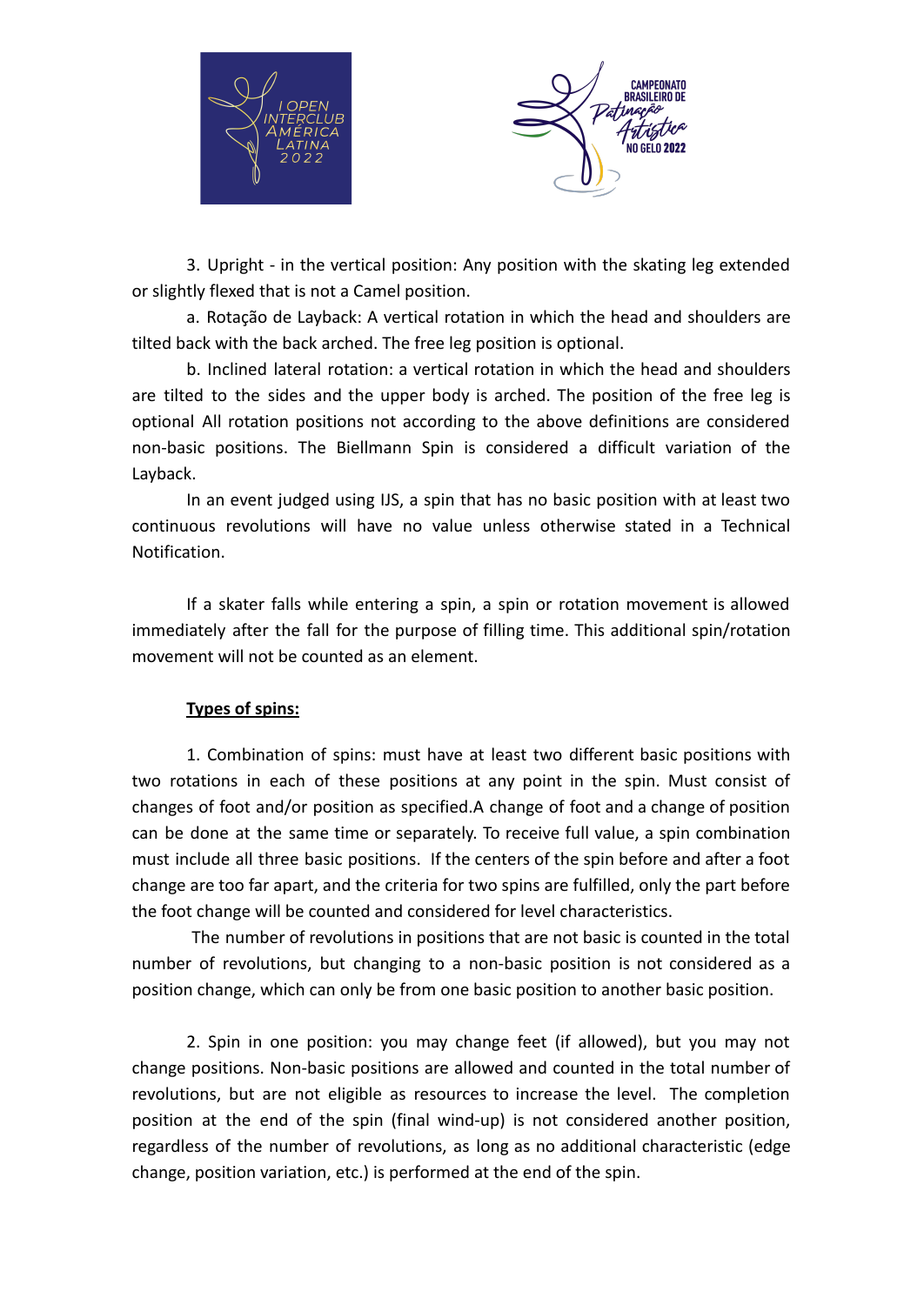3. Upright - in the vertical position: Any position with the skating leg extended or slightly flexed that is not a Camel position.

a. Rotação de Layback: A vertical rotation in which the head and shoulders are tilted back with the back arched. The free leg position is optional.

b. Inclined lateral rotation: a vertical rotation in which the head and shoulders are tilted to the sides and the upper body is arched. The position of the free leg is optional All rotation positions not according to the above definitions are considered non-basic positions. The Biellmann Spin is considered a difficult variation of the Layback.

In an event judged using IJS, a spin that has no basic position with at least two continuous revolutions will have no value unless otherwise stated in a Technical Notification.

If a skater falls while entering a spin, a spin or rotation movement is allowed immediately after the fall for the purpose of filling time. This additional spin/rotation movement will not be counted as an element.

**Types of spins:**

1. Combination of spins: must have at least two different basic positions with two rotations in each of these positions at any point in the spin. Must consist of changes of foot and/or position as specified.A change of foot and a change of position can be done at the same time or separately. To receive full value, a spin combination must include all three basic positions. If the centers of the spin before and after a foot change are too far apart, and the criteria for two spins are fulfilled, only the part before the foot change will be counted and considered for level characteristics.

The number of revolutions in positions that are not basic is counted in the total number of revolutions, but changing to a non-basic position is not considered as a position change, which can only be from one basic position to another basic position.

2. Spin in one position: you may change feet (if allowed), but you may not change positions. Non-basic positions are allowed and counted in the total number of revolutions, but are not eligible as resources to increase the level. The completion position at the end of the spin (final wind-up) is not considered another position, regardless of the number of revolutions, as long as no additional characteristic (edge change, position variation, etc.) is performed at the end of the spin.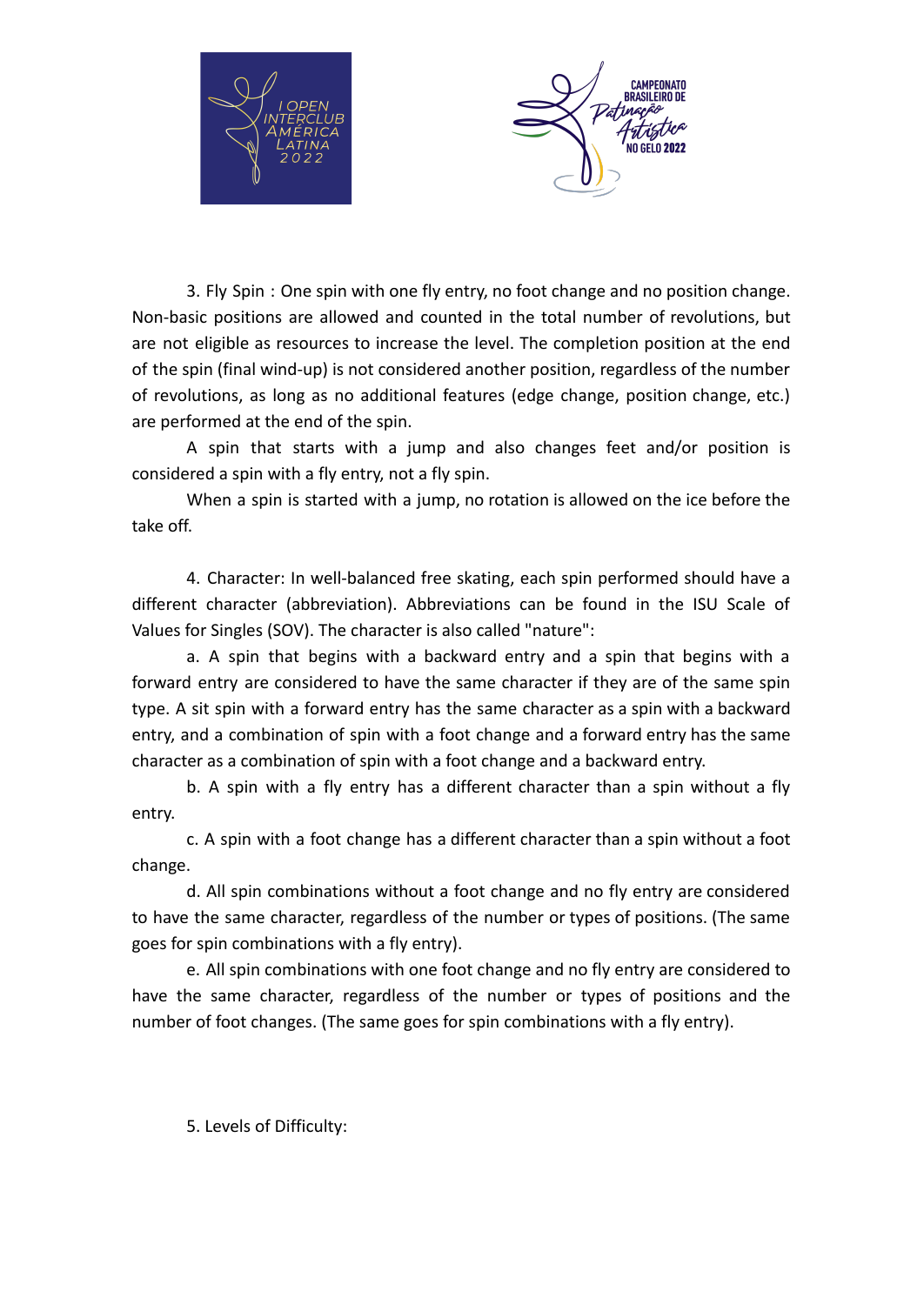3. Fly Spin : One spin with one fly entry, no foot change and no position change. Non-basic positions are allowed and counted in the total number of revolutions, but are not eligible as resources to increase the level. The completion position at the end of the spin (final wind-up) is not considered another position, regardless of the number of revolutions, as long as no additional features (edge change, position change, etc.) are performed at the end of the spin.

A spin that starts with a jump and also changes feet and/or position is considered a spin with a fly entry, not a fly spin.

When a spin is started with a jump, no rotation is allowed on the ice before the take off.

4. Character: In well-balanced free skating, each spin performed should have a different character (abbreviation). Abbreviations can be found in the ISU Scale of Values for Singles (SOV). The character is also called "nature":

a. A spin that begins with a backward entry and a spin that begins with a forward entry are considered to have the same character if they are of the same spin type. A sit spin with a forward entry has the same character as a spin with a backward entry, and a combination of spin with a foot change and a forward entry has the same character as a combination of spin with a foot change and a backward entry.

b. A spin with a fly entry has a different character than a spin without a fly entry.

c. A spin with a foot change has a different character than a spin without a foot change.

d. All spin combinations without a foot change and no fly entry are considered to have the same character, regardless of the number or types of positions. (The same goes for spin combinations with a fly entry).

e. All spin combinations with one foot change and no fly entry are considered to have the same character, regardless of the number or types of positions and the number of foot changes. (The same goes for spin combinations with a fly entry).

5. Levels of Difficulty: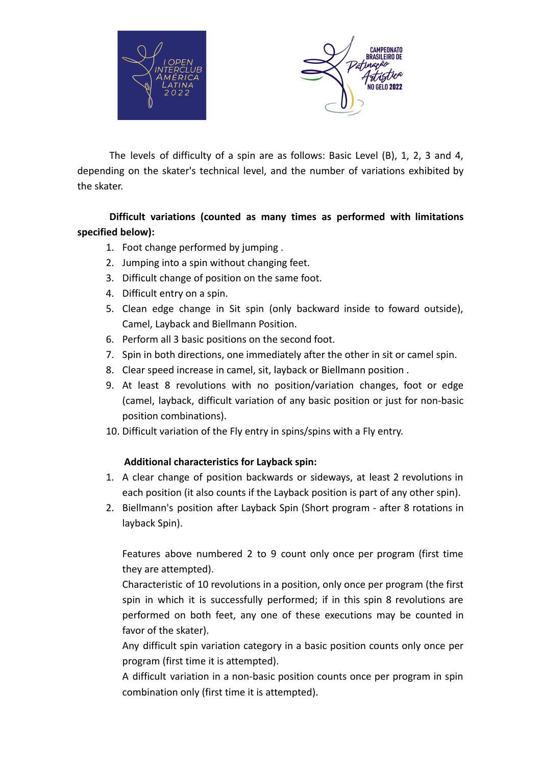The levels of difficulty of a spin are as follows: Basic Level (B), 1, 2, 3 and 4, depending on the skater's technical level, and the number of variations exhibited by the skater.

**Difficult variations (counted as many times as performed with limitations specified below):**

1. Foot change performed by jumping .
2. Jumping into a spin without changing feet.
3. Difficult change of position on the same foot.
4. Difficult entry on a spin.
5. Clean edge change in Sit spin (only backward inside to foward outside), Camel, Layback and Biellmann Position.
6. Perform all 3 basic positions on the second foot.
7. Spin in both directions, one immediately after the other in sit or camel spin.
8. Clear speed increase in camel, sit, layback or Biellmann position .
9. At least 8 revolutions with no position/variation changes, foot or edge (camel, layback, difficult variation of any basic position or just for non-basic position combinations).
10. Difficult variation of the Fly entry in spins/spins with a Fly entry.

**Additional characteristics for Layback spin:**

1. A clear change of position backwards or sideways, at least 2 revolutions in each position (it also counts if the Layback position is part of any other spin).
2. Biellmann's position after Layback Spin (Short program - after 8 rotations in layback Spin).

Features above numbered 2 to 9 count only once per program (first time they are attempted).

Characteristic of 10 revolutions in a position, only once per program (the first spin in which it is successfully performed; if in this spin 8 revolutions are performed on both feet, any one of these executions may be counted in favor of the skater).

Any difficult spin variation category in a basic position counts only once per program (first time it is attempted).

A difficult variation in a non-basic position counts once per program in spin combination only (first time it is attempted).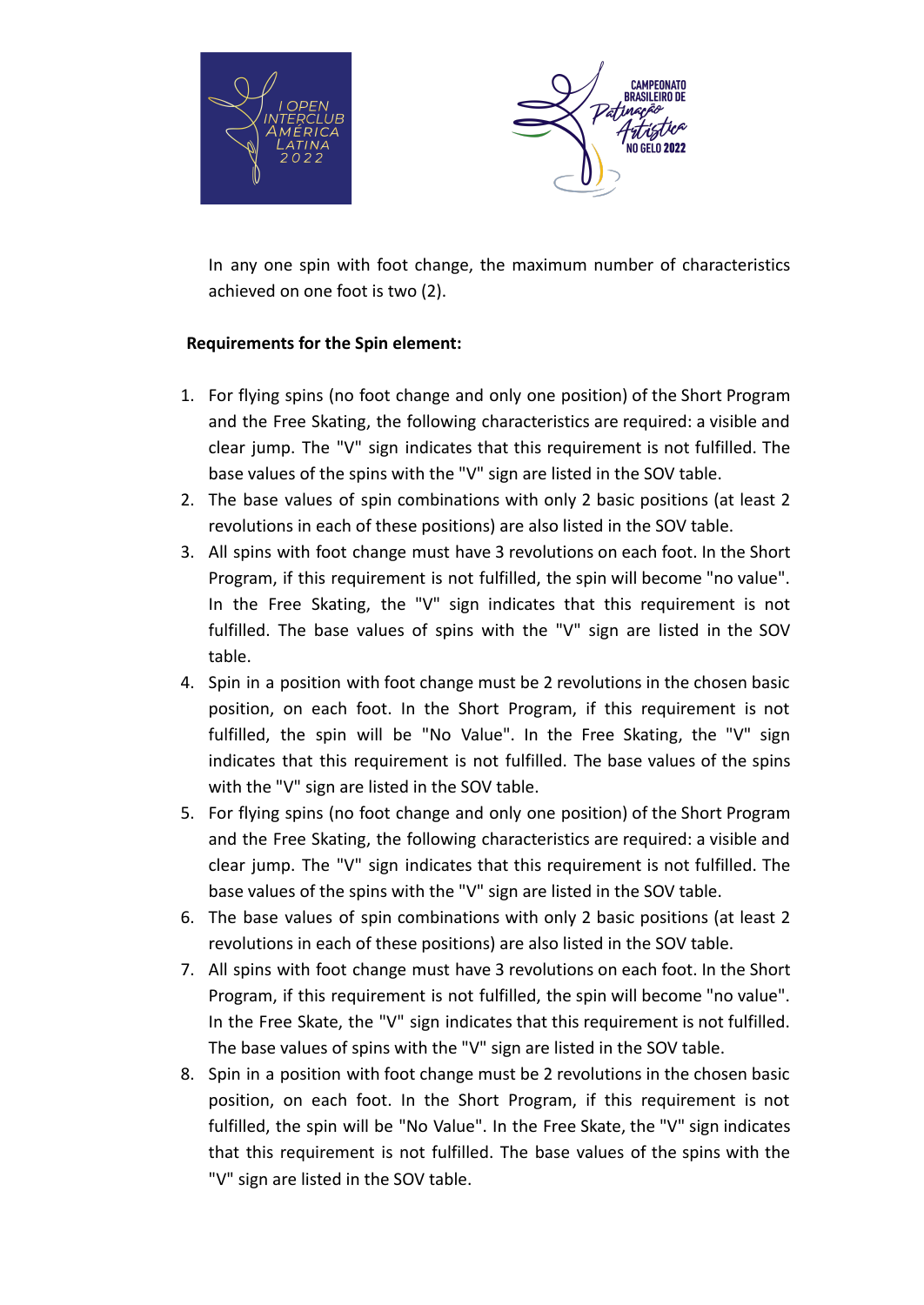In any one spin with foot change, the maximum number of characteristics achieved on one foot is two (2).

**Requirements for the Spin element:**

1. For flying spins (no foot change and only one position) of the Short Program and the Free Skating, the following characteristics are required: a visible and clear jump. The "V" sign indicates that this requirement is not fulfilled. The base values of the spins with the "V" sign are listed in the SOV table.
2. The base values of spin combinations with only 2 basic positions (at least 2 revolutions in each of these positions) are also listed in the SOV table.
3. All spins with foot change must have 3 revolutions on each foot. In the Short Program, if this requirement is not fulfilled, the spin will become "no value". In the Free Skating, the "V" sign indicates that this requirement is not fulfilled. The base values of spins with the "V" sign are listed in the SOV table.
4. Spin in a position with foot change must be 2 revolutions in the chosen basic position, on each foot. In the Short Program, if this requirement is not fulfilled, the spin will be "No Value". In the Free Skating, the "V" sign indicates that this requirement is not fulfilled. The base values of the spins with the "V" sign are listed in the SOV table.
5. For flying spins (no foot change and only one position) of the Short Program and the Free Skating, the following characteristics are required: a visible and clear jump. The "V" sign indicates that this requirement is not fulfilled. The base values of the spins with the "V" sign are listed in the SOV table.
6. The base values of spin combinations with only 2 basic positions (at least 2 revolutions in each of these positions) are also listed in the SOV table.
7. All spins with foot change must have 3 revolutions on each foot. In the Short Program, if this requirement is not fulfilled, the spin will become "no value". In the Free Skate, the "V" sign indicates that this requirement is not fulfilled. The base values of spins with the "V" sign are listed in the SOV table.
8. Spin in a position with foot change must be 2 revolutions in the chosen basic position, on each foot. In the Short Program, if this requirement is not fulfilled, the spin will be "No Value". In the Free Skate, the "V" sign indicates that this requirement is not fulfilled. The base values of the spins with the "V" sign are listed in the SOV table.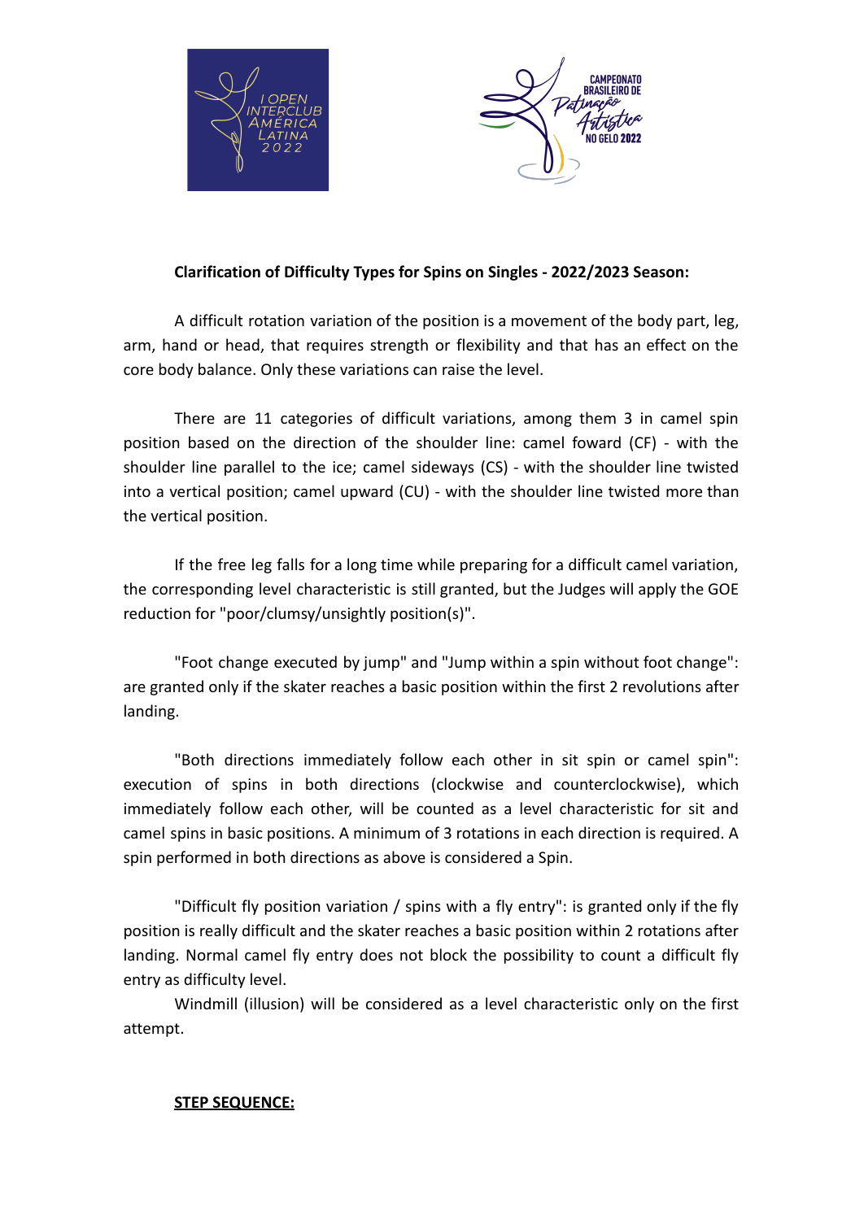**Clarification of Difficulty Types for Spins on Singles - 2022/2023 Season:**

A difficult rotation variation of the position is a movement of the body part, leg, arm, hand or head, that requires strength or flexibility and that has an effect on the core body balance. Only these variations can raise the level.

There are 11 categories of difficult variations, among them 3 in camel spin position based on the direction of the shoulder line: camel foward (CF) - with the shoulder line parallel to the ice; camel sideways (CS) - with the shoulder line twisted into a vertical position; camel upward (CU) - with the shoulder line twisted more than the vertical position.

If the free leg falls for a long time while preparing for a difficult camel variation, the corresponding level characteristic is still granted, but the Judges will apply the GOE reduction for "poor/clumsy/unsightly position(s)".

"Foot change executed by jump" and "Jump within a spin without foot change": are granted only if the skater reaches a basic position within the first 2 revolutions after landing.

"Both directions immediately follow each other in sit spin or camel spin": execution of spins in both directions (clockwise and counterclockwise), which immediately follow each other, will be counted as a level characteristic for sit and camel spins in basic positions. A minimum of 3 rotations in each direction is required. A spin performed in both directions as above is considered a Spin.

"Difficult fly position variation / spins with a fly entry": is granted only if the fly position is really difficult and the skater reaches a basic position within 2 rotations after landing. Normal camel fly entry does not block the possibility to count a difficult fly entry as difficulty level.

Windmill (illusion) will be considered as a level characteristic only on the first attempt.

**STEP SEQUENCE:**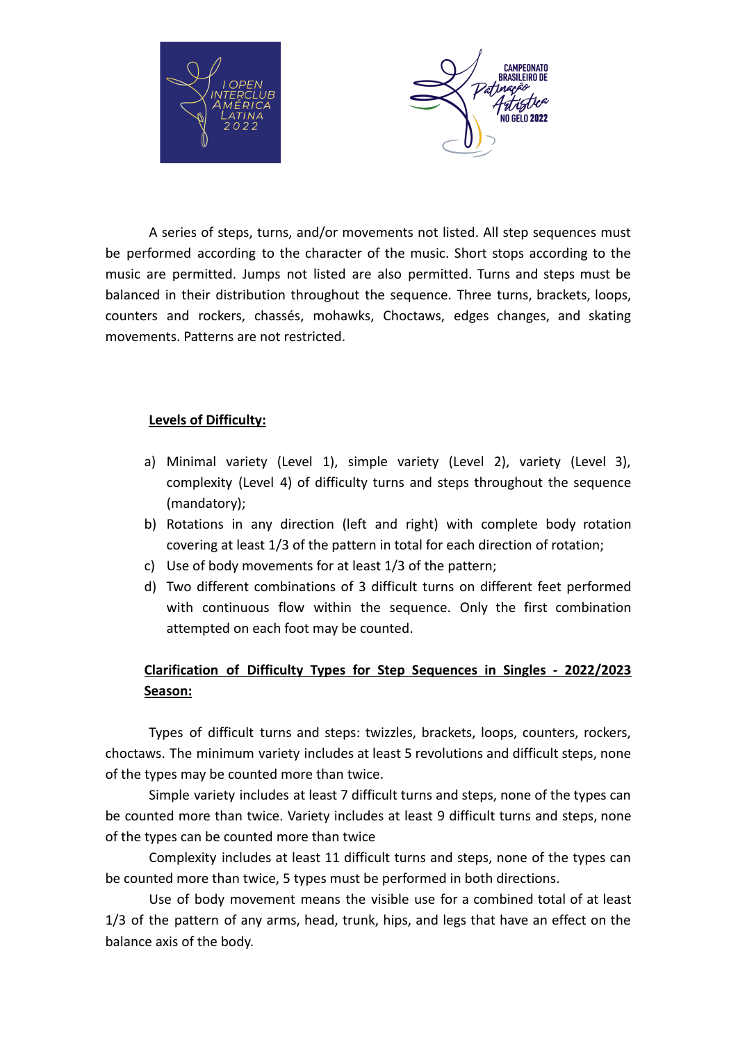A series of steps, turns, and/or movements not listed. All step sequences must be performed according to the character of the music. Short stops according to the music are permitted. Jumps not listed are also permitted. Turns and steps must be balanced in their distribution throughout the sequence. Three turns, brackets, loops, counters and rockers, chassés, mohawks, Choctaws, edges changes, and skating movements. Patterns are not restricted.

**Levels of Difficulty:**

a) Minimal variety (Level 1), simple variety (Level 2), variety (Level 3), complexity (Level 4) of difficulty turns and steps throughout the sequence (mandatory);
b) Rotations in any direction (left and right) with complete body rotation covering at least 1/3 of the pattern in total for each direction of rotation;
c) Use of body movements for at least 1/3 of the pattern;
d) Two different combinations of 3 difficult turns on different feet performed with continuous flow within the sequence. Only the first combination attempted on each foot may be counted.

**Clarification of Difficulty Types for Step Sequences in Singles - 2022/2023 Season:**

Types of difficult turns and steps: twizzles, brackets, loops, counters, rockers, choctaws. The minimum variety includes at least 5 revolutions and difficult steps, none of the types may be counted more than twice.

Simple variety includes at least 7 difficult turns and steps, none of the types can be counted more than twice. Variety includes at least 9 difficult turns and steps, none of the types can be counted more than twice

Complexity includes at least 11 difficult turns and steps, none of the types can be counted more than twice, 5 types must be performed in both directions.

Use of body movement means the visible use for a combined total of at least 1/3 of the pattern of any arms, head, trunk, hips, and legs that have an effect on the balance axis of the body.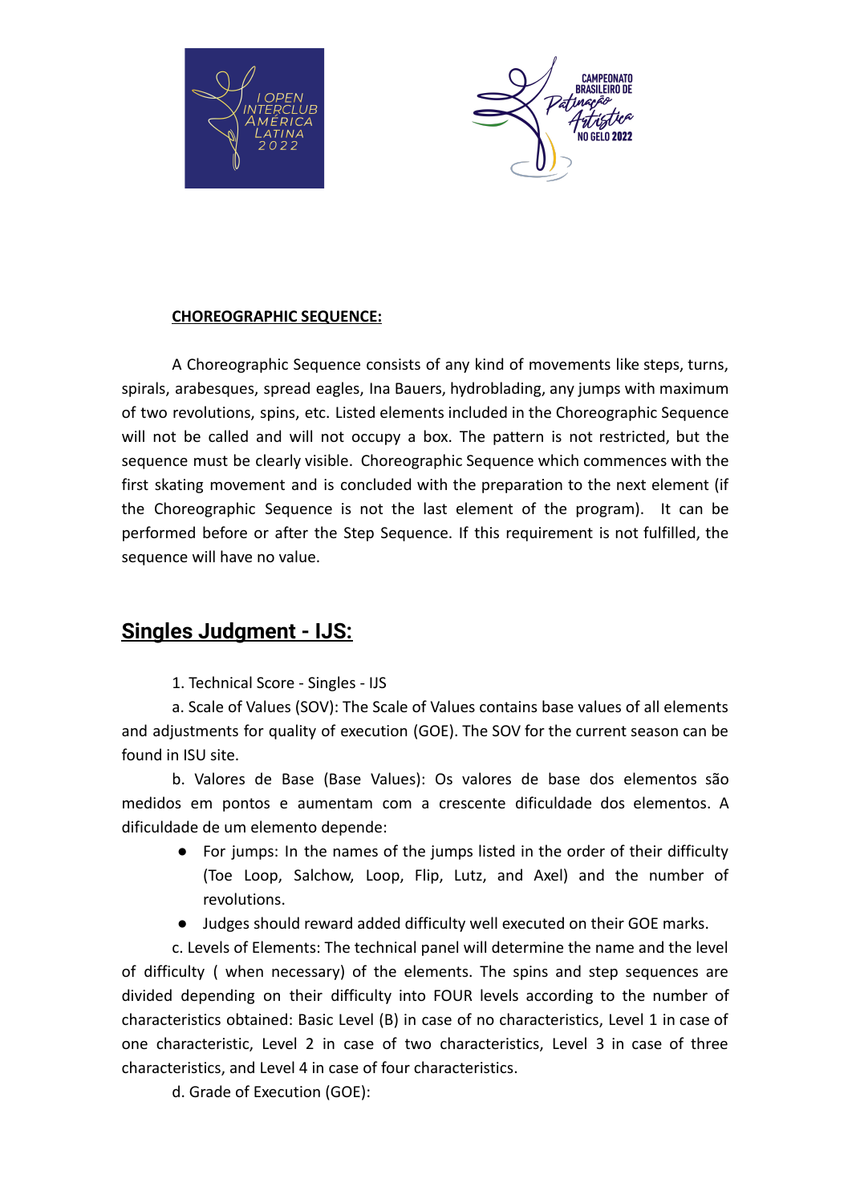**CHOREOGRAPHIC SEQUENCE:**

A Choreographic Sequence consists of any kind of movements like steps, turns, spirals, arabesques, spread eagles, Ina Bauers, hydroblading, any jumps with maximum of two revolutions, spins, etc. Listed elements included in the Choreographic Sequence will not be called and will not occupy a box. The pattern is not restricted, but the sequence must be clearly visible. Choreographic Sequence which commences with the first skating movement and is concluded with the preparation to the next element (if the Choreographic Sequence is not the last element of the program). It can be performed before or after the Step Sequence. If this requirement is not fulfilled, the sequence will have no value.

## Singles Judgment - IJS:

1. Technical Score - Singles - IJS

a. Scale of Values (SOV): The Scale of Values contains base values of all elements and adjustments for quality of execution (GOE). The SOV for the current season can be found in ISU site.

b. Valores de Base (Base Values): Os valores de base dos elementos são medidos em pontos e aumentam com a crescente dificuldade dos elementos. A dificuldade de um elemento depende:

- For jumps: In the names of the jumps listed in the order of their difficulty (Toe Loop, Salchow, Loop, Flip, Lutz, and Axel) and the number of revolutions.
- Judges should reward added difficulty well executed on their GOE marks.

c. Levels of Elements: The technical panel will determine the name and the level of difficulty ( when necessary) of the elements. The spins and step sequences are divided depending on their difficulty into FOUR levels according to the number of characteristics obtained: Basic Level (B) in case of no characteristics, Level 1 in case of one characteristic, Level 2 in case of two characteristics, Level 3 in case of three characteristics, and Level 4 in case of four characteristics.

d. Grade of Execution (GOE):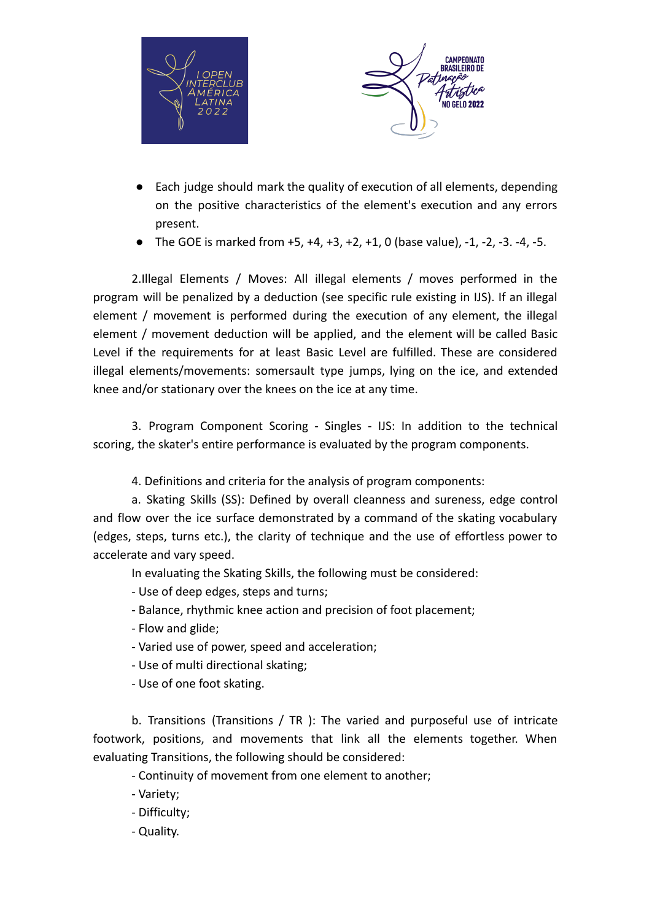- Each judge should mark the quality of execution of all elements, depending on the positive characteristics of the element's execution and any errors present.
- The GOE is marked from +5, +4, +3, +2, +1, 0 (base value), -1, -2, -3. -4, -5.

2.Illegal Elements / Moves: All illegal elements / moves performed in the program will be penalized by a deduction (see specific rule existing in IJS). If an illegal element / movement is performed during the execution of any element, the illegal element / movement deduction will be applied, and the element will be called Basic Level if the requirements for at least Basic Level are fulfilled. These are considered illegal elements/movements: somersault type jumps, lying on the ice, and extended knee and/or stationary over the knees on the ice at any time.

3. Program Component Scoring - Singles - IJS: In addition to the technical scoring, the skater's entire performance is evaluated by the program components.

4. Definitions and criteria for the analysis of program components:

a. Skating Skills (SS): Defined by overall cleanness and sureness, edge control and flow over the ice surface demonstrated by a command of the skating vocabulary (edges, steps, turns etc.), the clarity of technique and the use of effortless power to accelerate and vary speed.

In evaluating the Skating Skills, the following must be considered:

- Use of deep edges, steps and turns;
- Balance, rhythmic knee action and precision of foot placement;
- Flow and glide;
- Varied use of power, speed and acceleration;
- Use of multi directional skating;
- Use of one foot skating.

b. Transitions (Transitions / TR ): The varied and purposeful use of intricate footwork, positions, and movements that link all the elements together. When evaluating Transitions, the following should be considered:

- Continuity of movement from one element to another;
- Variety;
- Difficulty;
- Quality.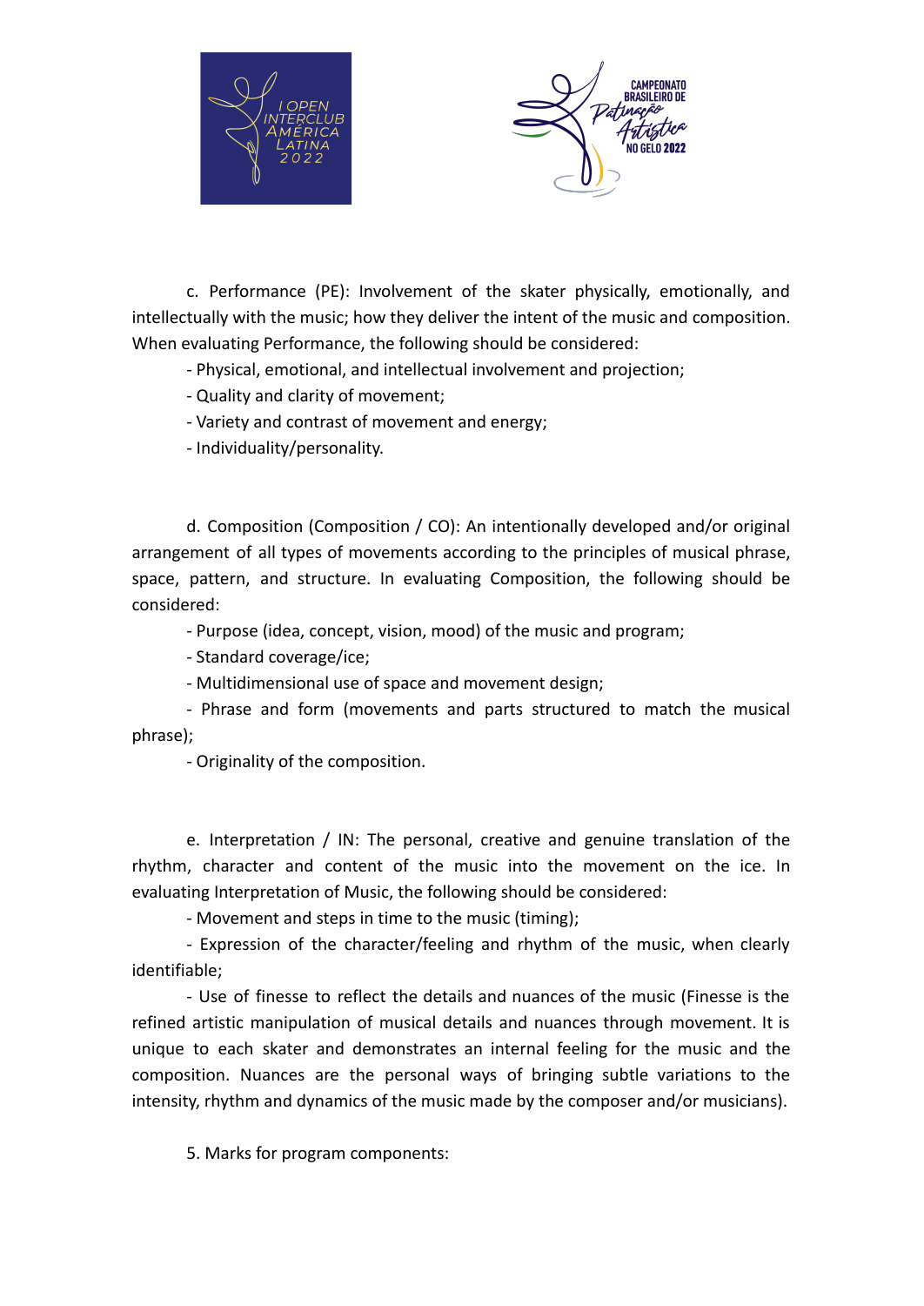c. Performance (PE): Involvement of the skater physically, emotionally, and intellectually with the music; how they deliver the intent of the music and composition. When evaluating Performance, the following should be considered:

- Physical, emotional, and intellectual involvement and projection;
- Quality and clarity of movement;
- Variety and contrast of movement and energy;
- Individuality/personality.

d. Composition (Composition / CO): An intentionally developed and/or original arrangement of all types of movements according to the principles of musical phrase, space, pattern, and structure. In evaluating Composition, the following should be considered:

- Purpose (idea, concept, vision, mood) of the music and program;
- Standard coverage/ice;
- Multidimensional use of space and movement design;
- Phrase and form (movements and parts structured to match the musical phrase);
- Originality of the composition.

e. Interpretation / IN: The personal, creative and genuine translation of the rhythm, character and content of the music into the movement on the ice. In evaluating Interpretation of Music, the following should be considered:

- Movement and steps in time to the music (timing);
- Expression of the character/feeling and rhythm of the music, when clearly identifiable;
- Use of finesse to reflect the details and nuances of the music (Finesse is the refined artistic manipulation of musical details and nuances through movement. It is unique to each skater and demonstrates an internal feeling for the music and the composition. Nuances are the personal ways of bringing subtle variations to the intensity, rhythm and dynamics of the music made by the composer and/or musicians).

5. Marks for program components: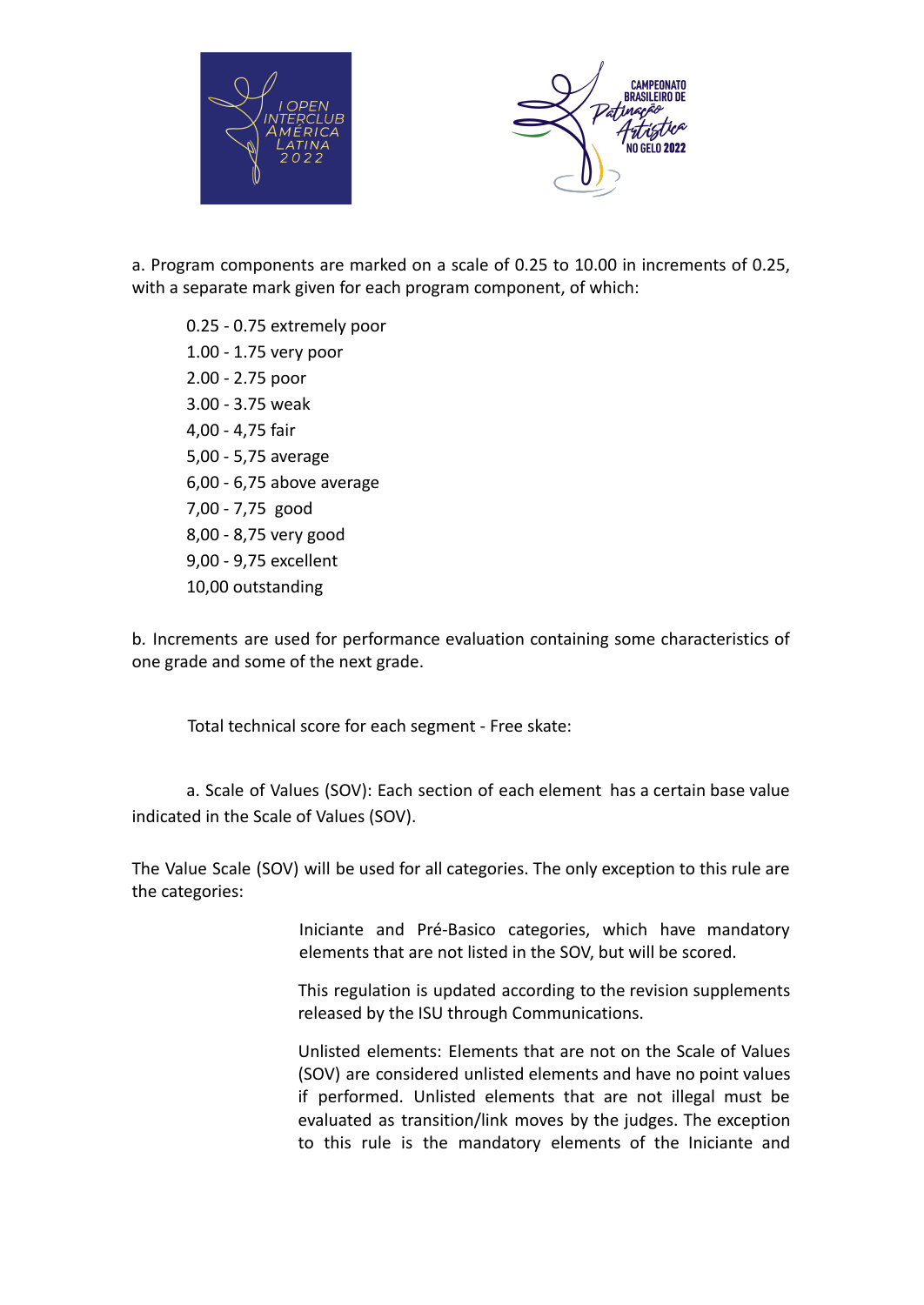a. Program components are marked on a scale of 0.25 to 10.00 in increments of 0.25, with a separate mark given for each program component, of which:

- 0.25 - 0.75 extremely poor
- 1.00 - 1.75 very poor
- 2.00 - 2.75 poor
- 3.00 - 3.75 weak
- 4,00 - 4,75 fair
- 5,00 - 5,75 average
- 6,00 - 6,75 above average
- 7,00 - 7,75 good
- 8,00 - 8,75 very good
- 9,00 - 9,75 excellent
- 10,00 outstanding

b. Increments are used for performance evaluation containing some characteristics of one grade and some of the next grade.

Total technical score for each segment - Free skate:

a. Scale of Values (SOV): Each section of each element has a certain base value indicated in the Scale of Values (SOV).

The Value Scale (SOV) will be used for all categories. The only exception to this rule are the categories:

Iniciante and Pré-Basico categories, which have mandatory elements that are not listed in the SOV, but will be scored.

This regulation is updated according to the revision supplements released by the ISU through Communications.

Unlisted elements: Elements that are not on the Scale of Values (SOV) are considered unlisted elements and have no point values if performed. Unlisted elements that are not illegal must be evaluated as transition/link moves by the judges. The exception to this rule is the mandatory elements of the Iniciante and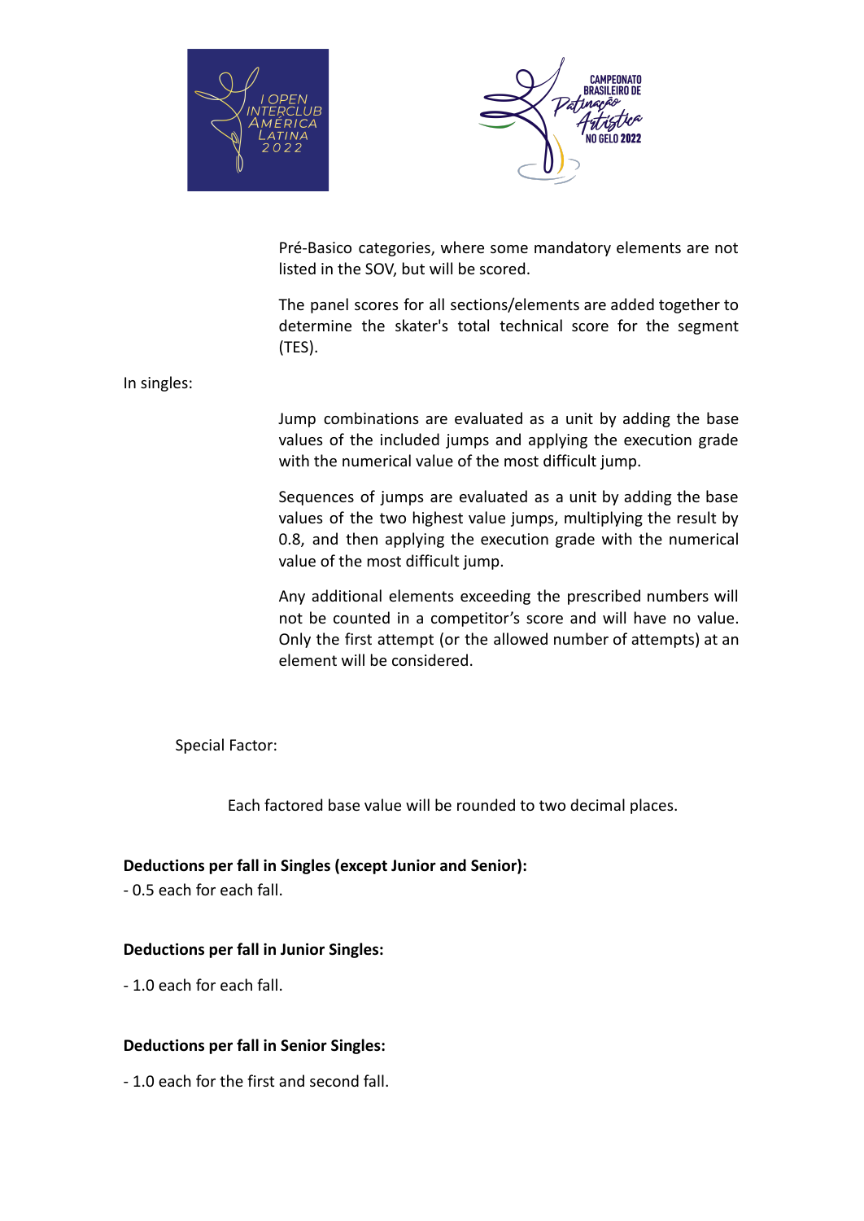Pré-Basico categories, where some mandatory elements are not listed in the SOV, but will be scored.

The panel scores for all sections/elements are added together to determine the skater's total technical score for the segment (TES).

In singles:

Jump combinations are evaluated as a unit by adding the base values of the included jumps and applying the execution grade with the numerical value of the most difficult jump.

Sequences of jumps are evaluated as a unit by adding the base values of the two highest value jumps, multiplying the result by 0.8, and then applying the execution grade with the numerical value of the most difficult jump.

Any additional elements exceeding the prescribed numbers will not be counted in a competitor's score and will have no value. Only the first attempt (or the allowed number of attempts) at an element will be considered.

Special Factor:

Each factored base value will be rounded to two decimal places.

**Deductions per fall in Singles (except Junior and Senior):**

- 0.5 each for each fall.

**Deductions per fall in Junior Singles:**

- 1.0 each for each fall.

**Deductions per fall in Senior Singles:**

- 1.0 each for the first and second fall.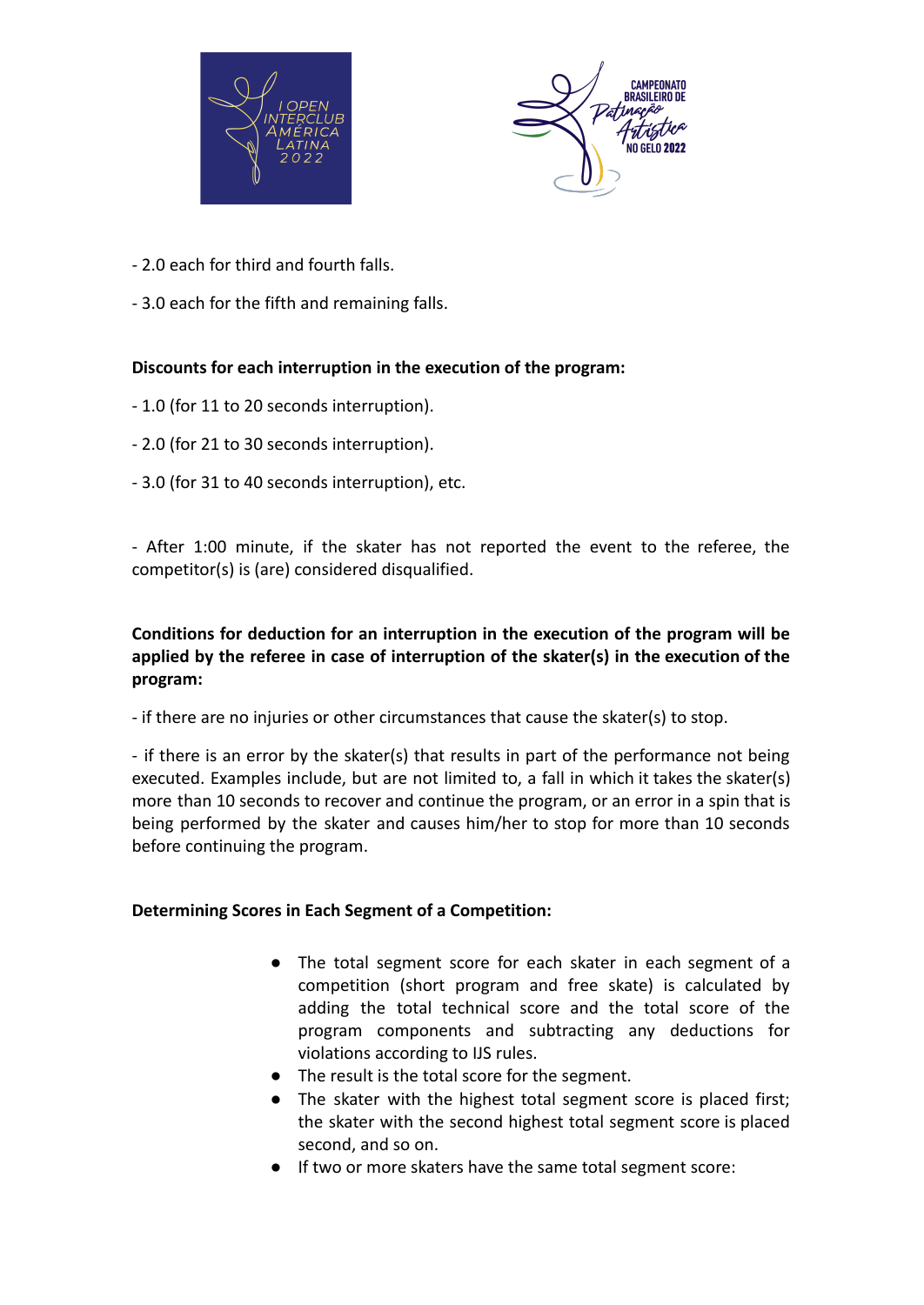- 2.0 each for third and fourth falls.

- 3.0 each for the fifth and remaining falls.

**Discounts for each interruption in the execution of the program:**

- 1.0 (for 11 to 20 seconds interruption).

- 2.0 (for 21 to 30 seconds interruption).

- 3.0 (for 31 to 40 seconds interruption), etc.

- After 1:00 minute, if the skater has not reported the event to the referee, the competitor(s) is (are) considered disqualified.

**Conditions for deduction for an interruption in the execution of the program will be applied by the referee in case of interruption of the skater(s) in the execution of the program:**

- if there are no injuries or other circumstances that cause the skater(s) to stop.

- if there is an error by the skater(s) that results in part of the performance not being executed. Examples include, but are not limited to, a fall in which it takes the skater(s) more than 10 seconds to recover and continue the program, or an error in a spin that is being performed by the skater and causes him/her to stop for more than 10 seconds before continuing the program.

**Determining Scores in Each Segment of a Competition:**

- The total segment score for each skater in each segment of a competition (short program and free skate) is calculated by adding the total technical score and the total score of the program components and subtracting any deductions for violations according to IJS rules.
- The result is the total score for the segment.
- The skater with the highest total segment score is placed first; the skater with the second highest total segment score is placed second, and so on.
- If two or more skaters have the same total segment score: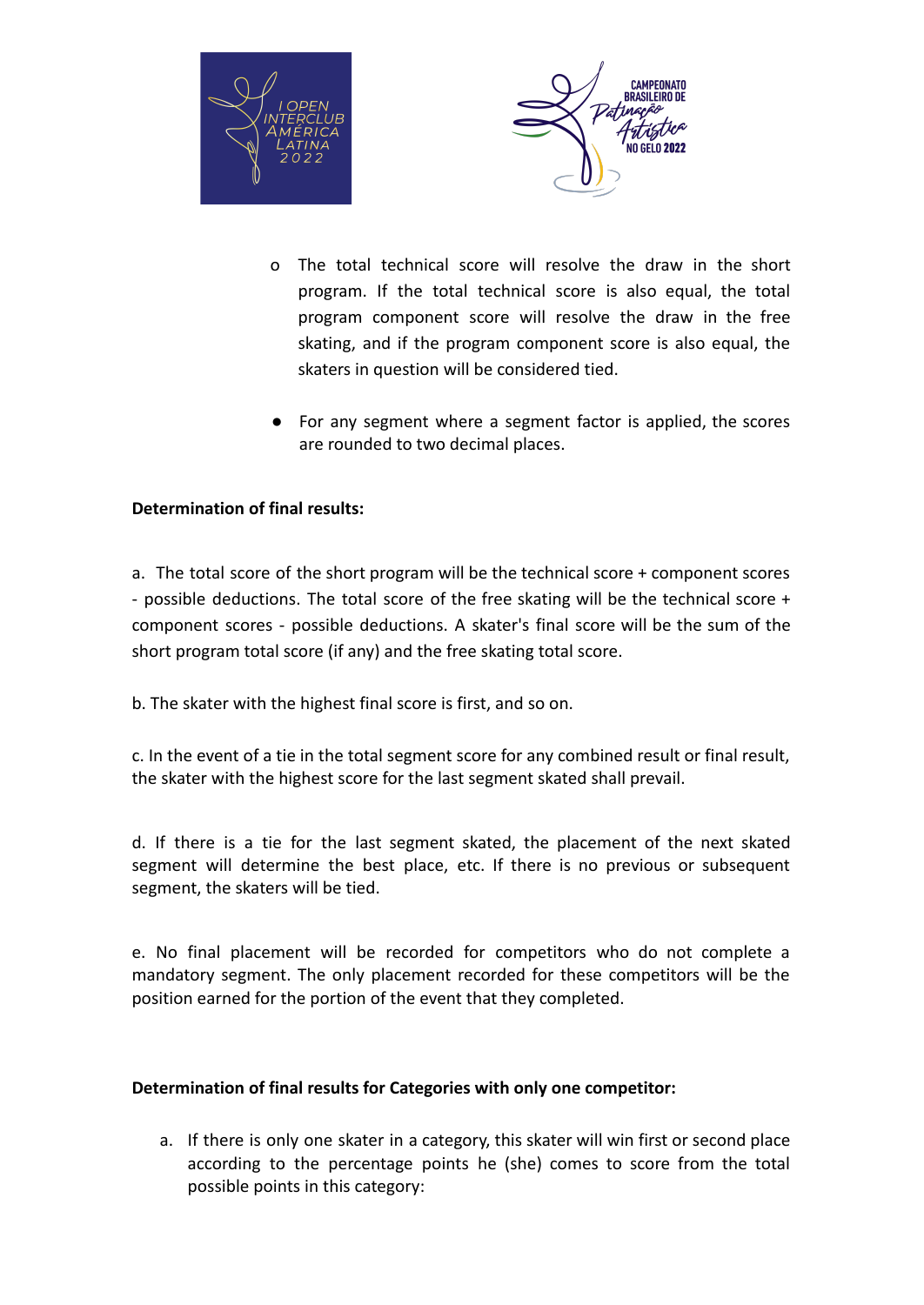- The total technical score will resolve the draw in the short program. If the total technical score is also equal, the total program component score will resolve the draw in the free skating, and if the program component score is also equal, the skaters in question will be considered tied.

- For any segment where a segment factor is applied, the scores are rounded to two decimal places.

**Determination of final results:**

a. The total score of the short program will be the technical score + component scores - possible deductions. The total score of the free skating will be the technical score + component scores - possible deductions. A skater's final score will be the sum of the short program total score (if any) and the free skating total score.

b. The skater with the highest final score is first, and so on.

c. In the event of a tie in the total segment score for any combined result or final result, the skater with the highest score for the last segment skated shall prevail.

d. If there is a tie for the last segment skated, the placement of the next skated segment will determine the best place, etc. If there is no previous or subsequent segment, the skaters will be tied.

e. No final placement will be recorded for competitors who do not complete a mandatory segment. The only placement recorded for these competitors will be the position earned for the portion of the event that they completed.

**Determination of final results for Categories with only one competitor:**

a. If there is only one skater in a category, this skater will win first or second place according to the percentage points he (she) comes to score from the total possible points in this category: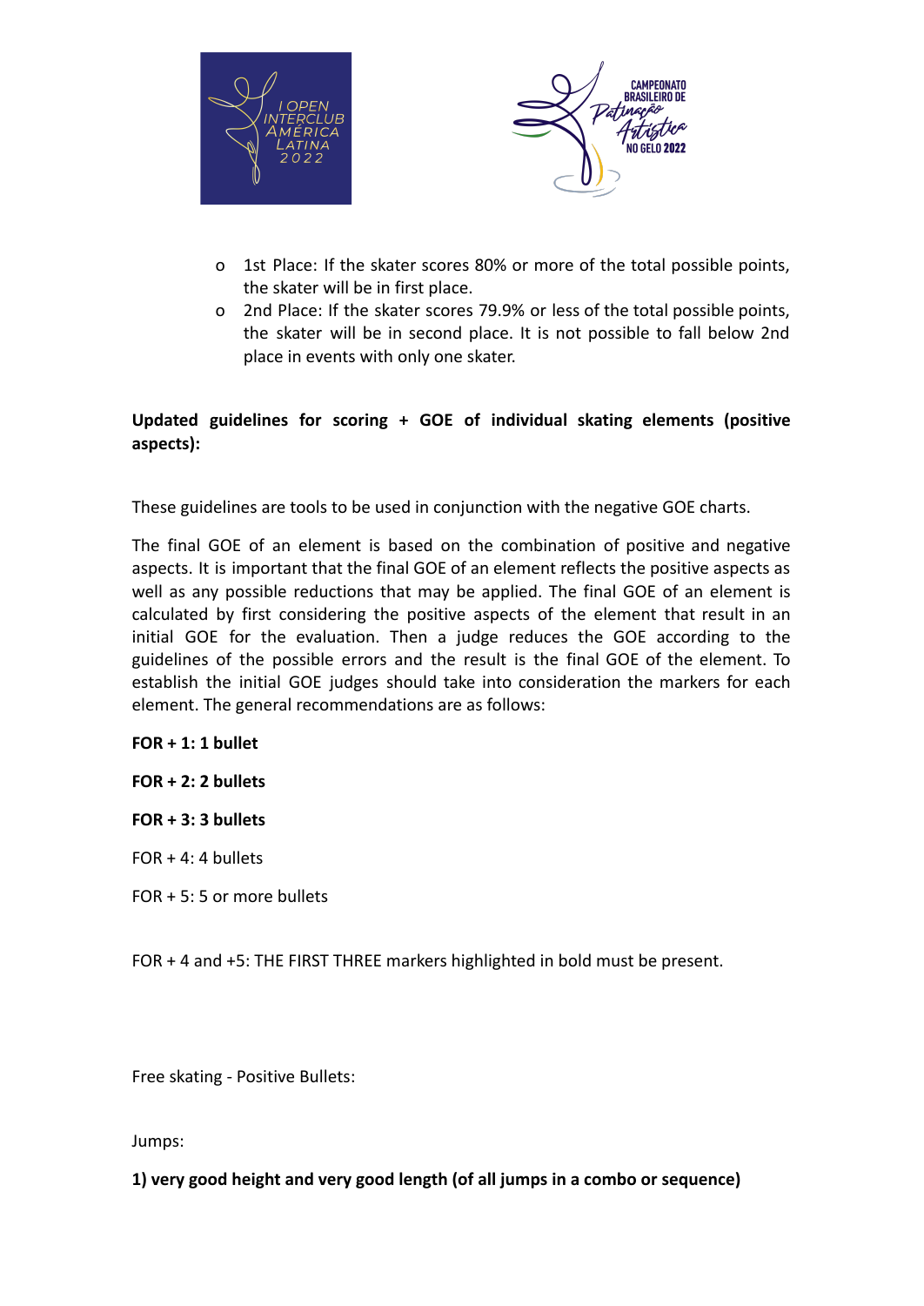- 1st Place: If the skater scores 80% or more of the total possible points, the skater will be in first place.
- 2nd Place: If the skater scores 79.9% or less of the total possible points, the skater will be in second place. It is not possible to fall below 2nd place in events with only one skater.

**Updated guidelines for scoring + GOE of individual skating elements (positive aspects):**

These guidelines are tools to be used in conjunction with the negative GOE charts.

The final GOE of an element is based on the combination of positive and negative aspects. It is important that the final GOE of an element reflects the positive aspects as well as any possible reductions that may be applied. The final GOE of an element is calculated by first considering the positive aspects of the element that result in an initial GOE for the evaluation. Then a judge reduces the GOE according to the guidelines of the possible errors and the result is the final GOE of the element. To establish the initial GOE judges should take into consideration the markers for each element. The general recommendations are as follows:

**FOR + 1: 1 bullet**

**FOR + 2: 2 bullets**

**FOR + 3: 3 bullets**

FOR + 4: 4 bullets

FOR + 5: 5 or more bullets

FOR + 4 and +5: THE FIRST THREE markers highlighted in bold must be present.

Free skating - Positive Bullets:

Jumps:

**1) very good height and very good length (of all jumps in a combo or sequence)**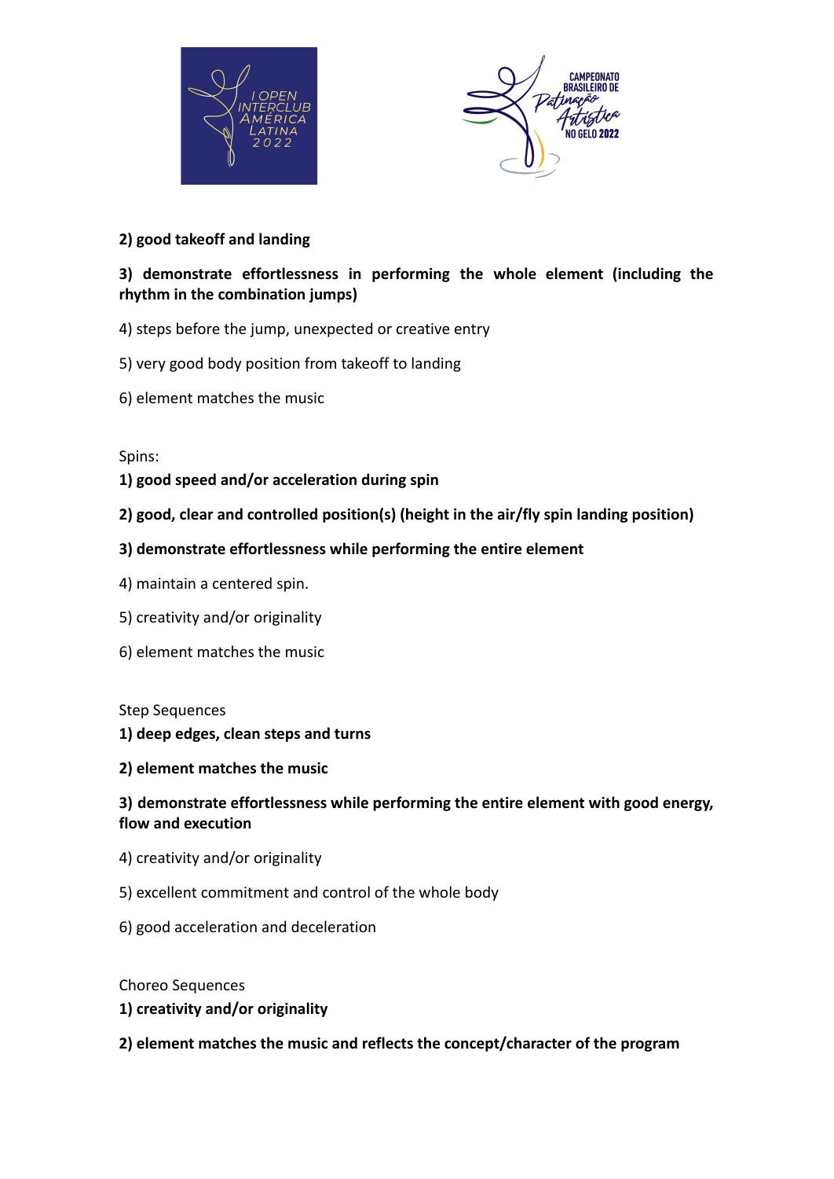**2) good takeoff and landing**

**3) demonstrate effortlessness in performing the whole element (including the rhythm in the combination jumps)**

4) steps before the jump, unexpected or creative entry

5) very good body position from takeoff to landing

6) element matches the music

Spins:

**1) good speed and/or acceleration during spin**

**2) good, clear and controlled position(s) (height in the air/fly spin landing position)**

**3) demonstrate effortlessness while performing the entire element**

4) maintain a centered spin.

5) creativity and/or originality

6) element matches the music

Step Sequences

**1) deep edges, clean steps and turns**

**2) element matches the music**

**3) demonstrate effortlessness while performing the entire element with good energy, flow and execution**

4) creativity and/or originality

5) excellent commitment and control of the whole body

6) good acceleration and deceleration

Choreo Sequences

**1) creativity and/or originality**

**2) element matches the music and reflects the concept/character of the program**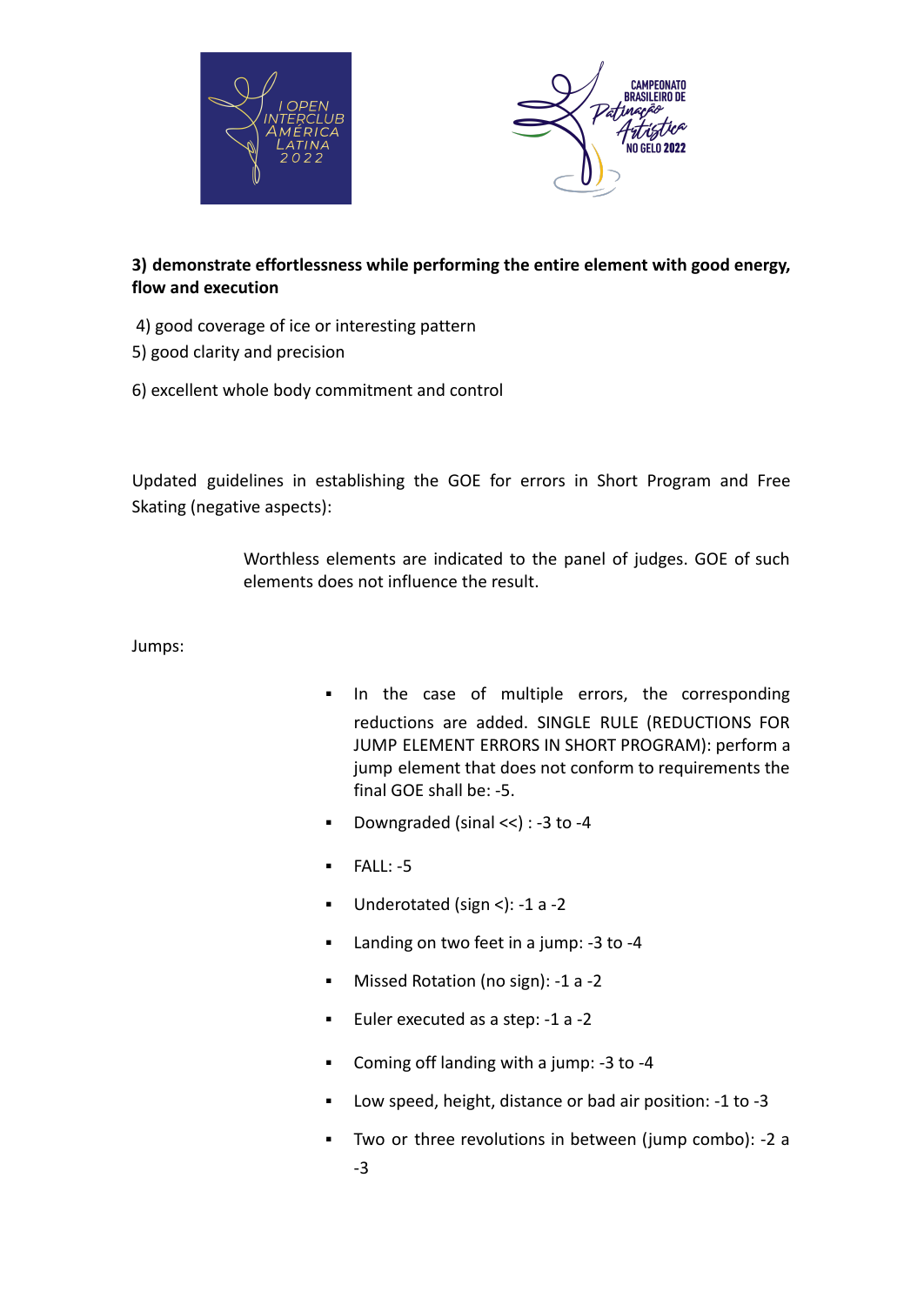**3) demonstrate effortlessness while performing the entire element with good energy, flow and execution**

4) good coverage of ice or interesting pattern

5) good clarity and precision

6) excellent whole body commitment and control

Updated guidelines in establishing the GOE for errors in Short Program and Free Skating (negative aspects):

> Worthless elements are indicated to the panel of judges. GOE of such elements does not influence the result.

Jumps:

- In the case of multiple errors, the corresponding reductions are added. SINGLE RULE (REDUCTIONS FOR JUMP ELEMENT ERRORS IN SHORT PROGRAM): perform a jump element that does not conform to requirements the final GOE shall be: -5.
- Downgraded (sinal <<) : -3 to -4
- FALL: -5
- Underotated (sign <): -1 a -2
- Landing on two feet in a jump: -3 to -4
- Missed Rotation (no sign): -1 a -2
- Euler executed as a step: -1 a -2
- Coming off landing with a jump: -3 to -4
- Low speed, height, distance or bad air position: -1 to -3
- Two or three revolutions in between (jump combo): -2 a -3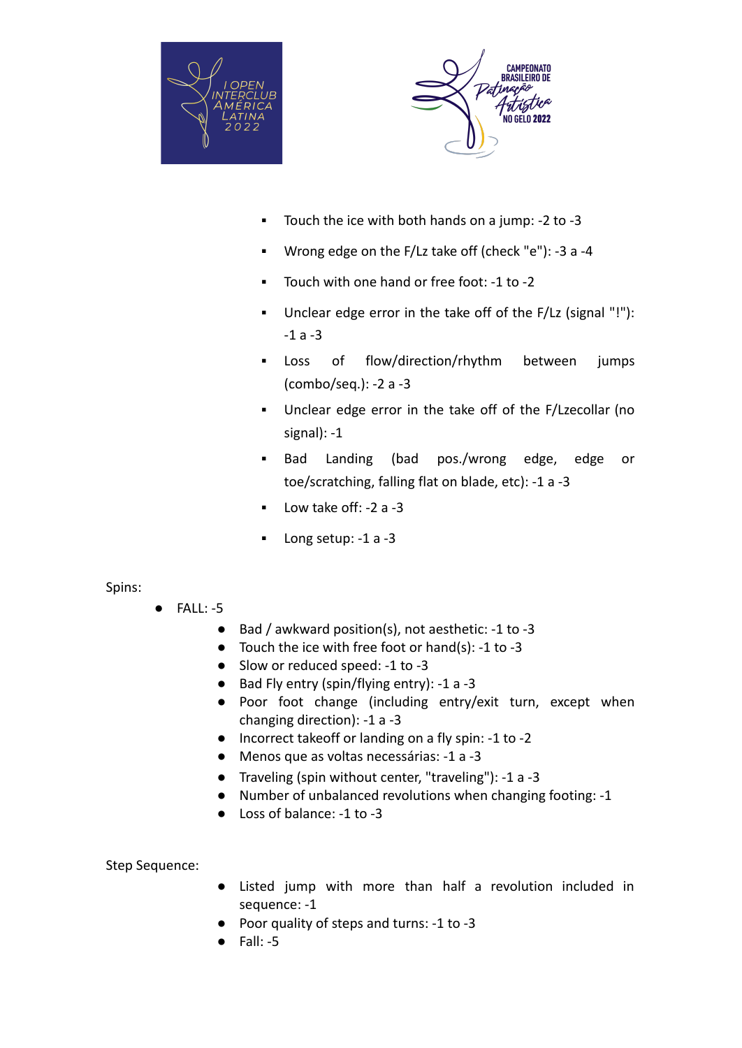- Touch the ice with both hands on a jump: -2 to -3
- Wrong edge on the F/Lz take off (check "e"): -3 a -4
- Touch with one hand or free foot: -1 to -2
- Unclear edge error in the take off of the F/Lz (signal "!"): -1 a -3
- Loss of flow/direction/rhythm between jumps (combo/seq.): -2 a -3
- Unclear edge error in the take off of the F/Lzecollar (no signal): -1
- Bad Landing (bad pos./wrong edge, edge or toe/scratching, falling flat on blade, etc): -1 a -3
- Low take off: -2 a -3
- Long setup: -1 a -3

Spins:

- FALL: -5
  - Bad / awkward position(s), not aesthetic: -1 to -3
  - Touch the ice with free foot or hand(s): -1 to -3
  - Slow or reduced speed: -1 to -3
  - Bad Fly entry (spin/flying entry): -1 a -3
  - Poor foot change (including entry/exit turn, except when changing direction): -1 a -3
  - Incorrect takeoff or landing on a fly spin: -1 to -2
  - Menos que as voltas necessárias: -1 a -3
  - Traveling (spin without center, "traveling"): -1 a -3
  - Number of unbalanced revolutions when changing footing: -1
  - Loss of balance: -1 to -3

Step Sequence:

- Listed jump with more than half a revolution included in sequence: -1
- Poor quality of steps and turns: -1 to -3
- Fall: -5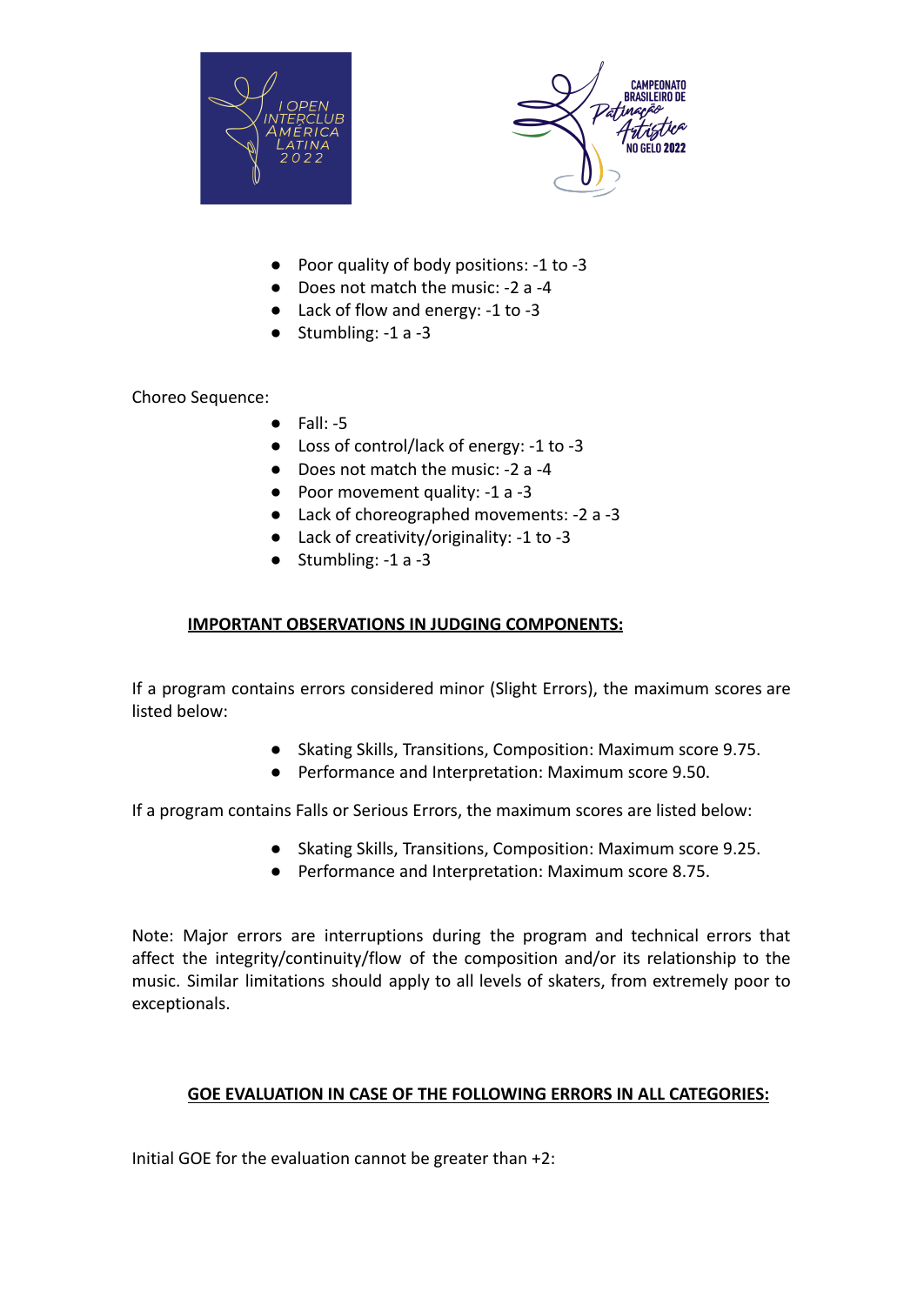- Poor quality of body positions: -1 to -3
- Does not match the music: -2 a -4
- Lack of flow and energy: -1 to -3
- Stumbling: -1 a -3

Choreo Sequence:

- Fall: -5
- Loss of control/lack of energy: -1 to -3
- Does not match the music: -2 a -4
- Poor movement quality: -1 a -3
- Lack of choreographed movements: -2 a -3
- Lack of creativity/originality: -1 to -3
- Stumbling: -1 a -3

**IMPORTANT OBSERVATIONS IN JUDGING COMPONENTS:**

If a program contains errors considered minor (Slight Errors), the maximum scores are listed below:

- Skating Skills, Transitions, Composition: Maximum score 9.75.
- Performance and Interpretation: Maximum score 9.50.

If a program contains Falls or Serious Errors, the maximum scores are listed below:

- Skating Skills, Transitions, Composition: Maximum score 9.25.
- Performance and Interpretation: Maximum score 8.75.

Note: Major errors are interruptions during the program and technical errors that affect the integrity/continuity/flow of the composition and/or its relationship to the music. Similar limitations should apply to all levels of skaters, from extremely poor to exceptionals.

**GOE EVALUATION IN CASE OF THE FOLLOWING ERRORS IN ALL CATEGORIES:**

Initial GOE for the evaluation cannot be greater than +2: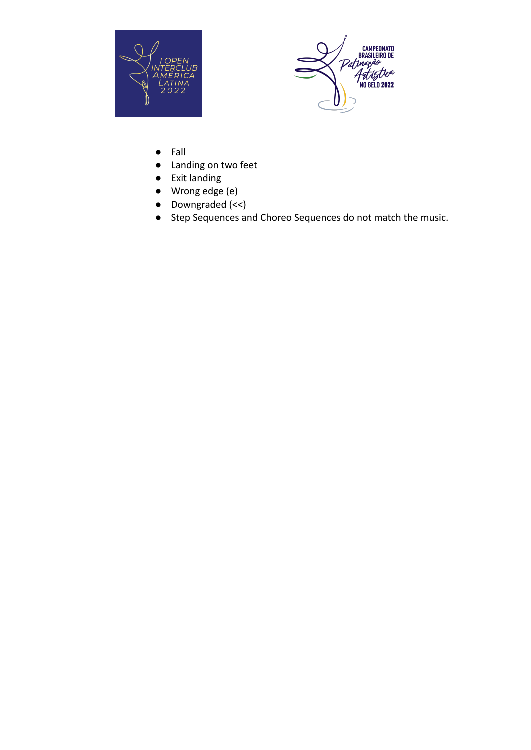- Fall
- Landing on two feet
- Exit landing
- Wrong edge (e)
- Downgraded (<<)
- Step Sequences and Choreo Sequences do not match the music.